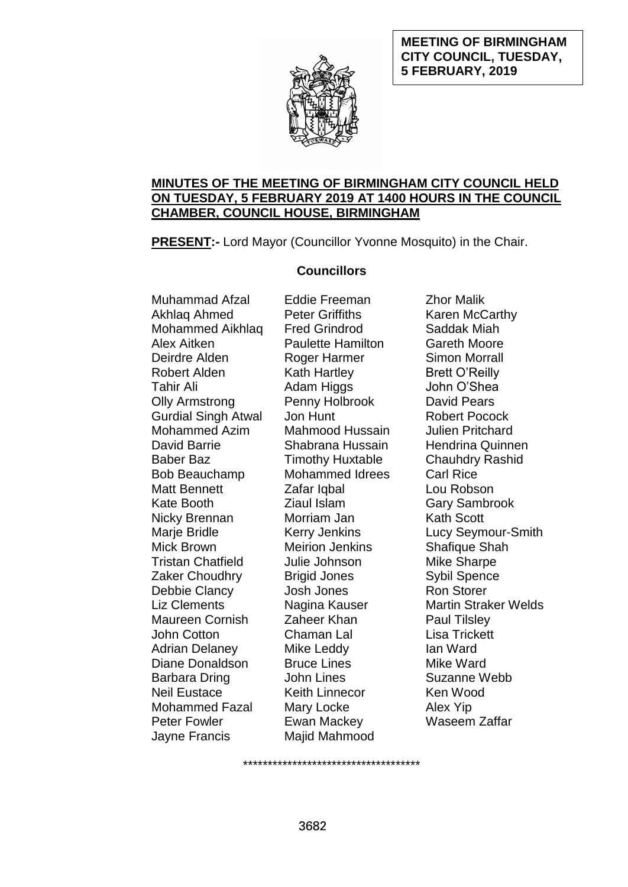**MEETING OF BIRMINGHAM CITY COUNCIL, TUESDAY, 5 FEBRUARY, 2019**

## MINUTES OF THE MEETING OF BIRMINGHAM CITY COUNCIL HELD ON TUESDAY, 5 FEBRUARY 2019 AT 1400 HOURS IN THE COUNCIL CHAMBER, COUNCIL HOUSE, BIRMINGHAM

**PRESENT:-** Lord Mayor (Councillor Yvonne Mosquito) in the Chair.

**Councillors**

Muhammad Afzal
Akhlaq Ahmed
Mohammed Aikhlaq
Alex Aitken
Deirdre Alden
Robert Alden
Tahir Ali
Olly Armstrong
Gurdial Singh Atwal
Mohammed Azim
David Barrie
Baber Baz
Bob Beauchamp
Matt Bennett
Kate Booth
Nicky Brennan
Marje Bridle
Mick Brown
Tristan Chatfield
Zaker Choudhry
Debbie Clancy
Liz Clements
Maureen Cornish
John Cotton
Adrian Delaney
Diane Donaldson
Barbara Dring
Neil Eustace
Mohammed Fazal
Peter Fowler
Jayne Francis
Eddie Freeman
Peter Griffiths
Fred Grindrod
Paulette Hamilton
Roger Harmer
Kath Hartley
Adam Higgs
Penny Holbrook
Jon Hunt
Mahmood Hussain
Shabrana Hussain
Timothy Huxtable
Mohammed Idrees
Zafar Iqbal
Ziaul Islam
Morriam Jan
Kerry Jenkins
Meirion Jenkins
Julie Johnson
Brigid Jones
Josh Jones
Nagina Kauser
Zaheer Khan
Chaman Lal
Mike Leddy
Bruce Lines
John Lines
Keith Linnecor
Mary Locke
Ewan Mackey
Majid Mahmood
Zhor Malik
Karen McCarthy
Saddak Miah
Gareth Moore
Simon Morrall
Brett O'Reilly
John O'Shea
David Pears
Robert Pocock
Julien Pritchard
Hendrina Quinnen
Chauhdry Rashid
Carl Rice
Lou Robson
Gary Sambrook
Kath Scott
Lucy Seymour-Smith
Shafique Shah
Mike Sharpe
Sybil Spence
Ron Storer
Martin Straker Welds
Paul Tilsley
Lisa Trickett
Ian Ward
Mike Ward
Suzanne Webb
Ken Wood
Alex Yip
Waseem Zaffar

************************************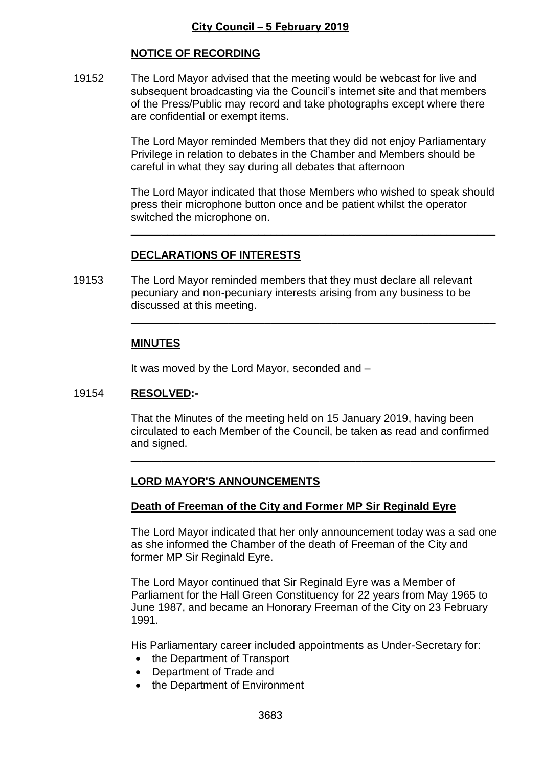**City Council – 5 February 2019**

## NOTICE OF RECORDING

19152 The Lord Mayor advised that the meeting would be webcast for live and subsequent broadcasting via the Council's internet site and that members of the Press/Public may record and take photographs except where there are confidential or exempt items.

The Lord Mayor reminded Members that they did not enjoy Parliamentary Privilege in relation to debates in the Chamber and Members should be careful in what they say during all debates that afternoon

The Lord Mayor indicated that those Members who wished to speak should press their microphone button once and be patient whilst the operator switched the microphone on.

---

## DECLARATIONS OF INTERESTS

19153 The Lord Mayor reminded members that they must declare all relevant pecuniary and non-pecuniary interests arising from any business to be discussed at this meeting.

---

## MINUTES

It was moved by the Lord Mayor, seconded and –

19154 **RESOLVED:-**

That the Minutes of the meeting held on 15 January 2019, having been circulated to each Member of the Council, be taken as read and confirmed and signed.

---

## LORD MAYOR'S ANNOUNCEMENTS

### Death of Freeman of the City and Former MP Sir Reginald Eyre

The Lord Mayor indicated that her only announcement today was a sad one as she informed the Chamber of the death of Freeman of the City and former MP Sir Reginald Eyre.

The Lord Mayor continued that Sir Reginald Eyre was a Member of Parliament for the Hall Green Constituency for 22 years from May 1965 to June 1987, and became an Honorary Freeman of the City on 23 February 1991.

His Parliamentary career included appointments as Under-Secretary for:

- the Department of Transport
- Department of Trade and
- the Department of Environment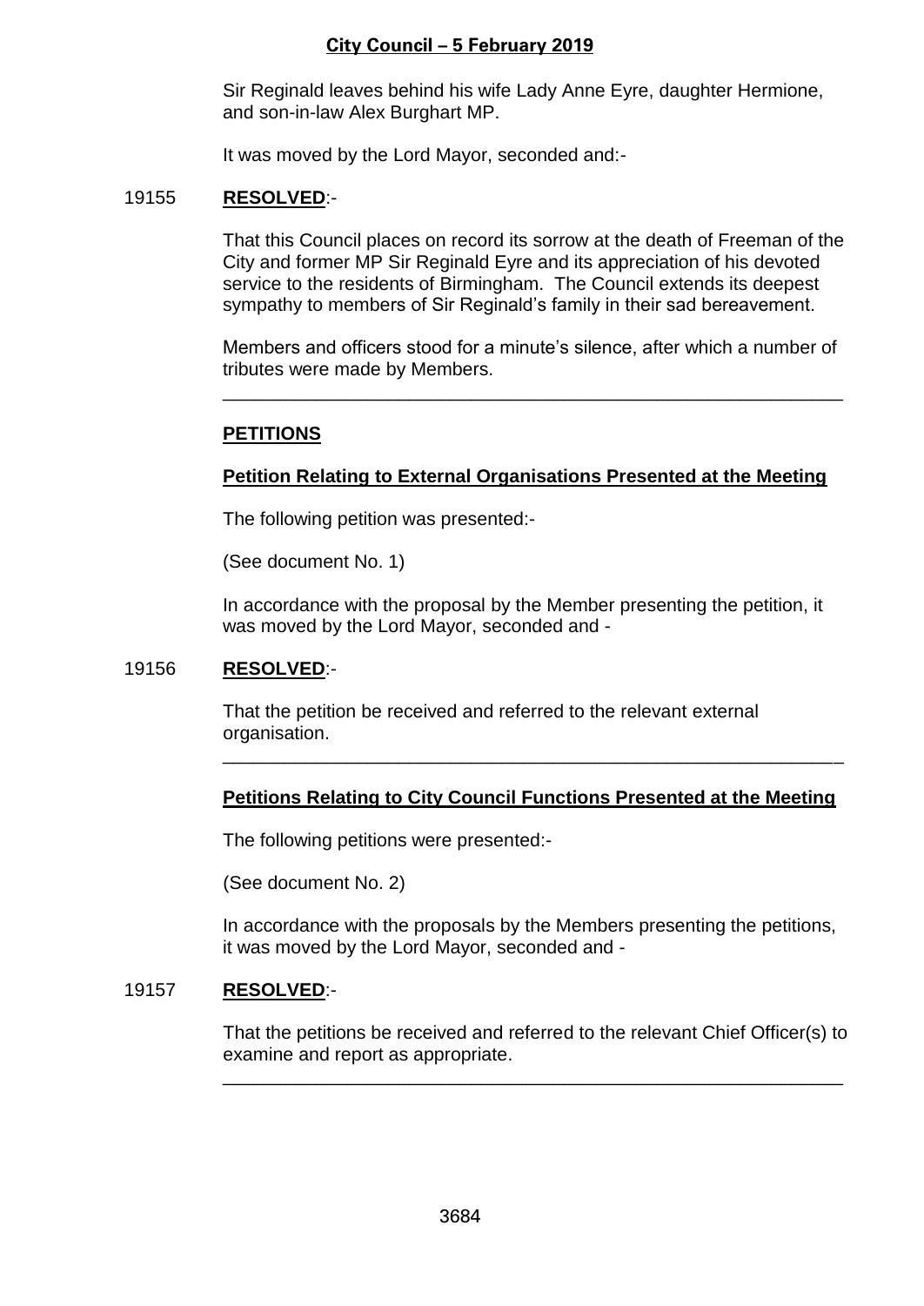Sir Reginald leaves behind his wife Lady Anne Eyre, daughter Hermione, and son-in-law Alex Burghart MP.

It was moved by the Lord Mayor, seconded and:-

19155 **RESOLVED**:-

That this Council places on record its sorrow at the death of Freeman of the City and former MP Sir Reginald Eyre and its appreciation of his devoted service to the residents of Birmingham. The Council extends its deepest sympathy to members of Sir Reginald's family in their sad bereavement.

Members and officers stood for a minute's silence, after which a number of tributes were made by Members.

---

## **PETITIONS**

### **Petition Relating to External Organisations Presented at the Meeting**

The following petition was presented:-

(See document No. 1)

In accordance with the proposal by the Member presenting the petition, it was moved by the Lord Mayor, seconded and -

19156 **RESOLVED**:-

That the petition be received and referred to the relevant external organisation.

---

### **Petitions Relating to City Council Functions Presented at the Meeting**

The following petitions were presented:-

(See document No. 2)

In accordance with the proposals by the Members presenting the petitions, it was moved by the Lord Mayor, seconded and -

19157 **RESOLVED**:-

That the petitions be received and referred to the relevant Chief Officer(s) to examine and report as appropriate.

---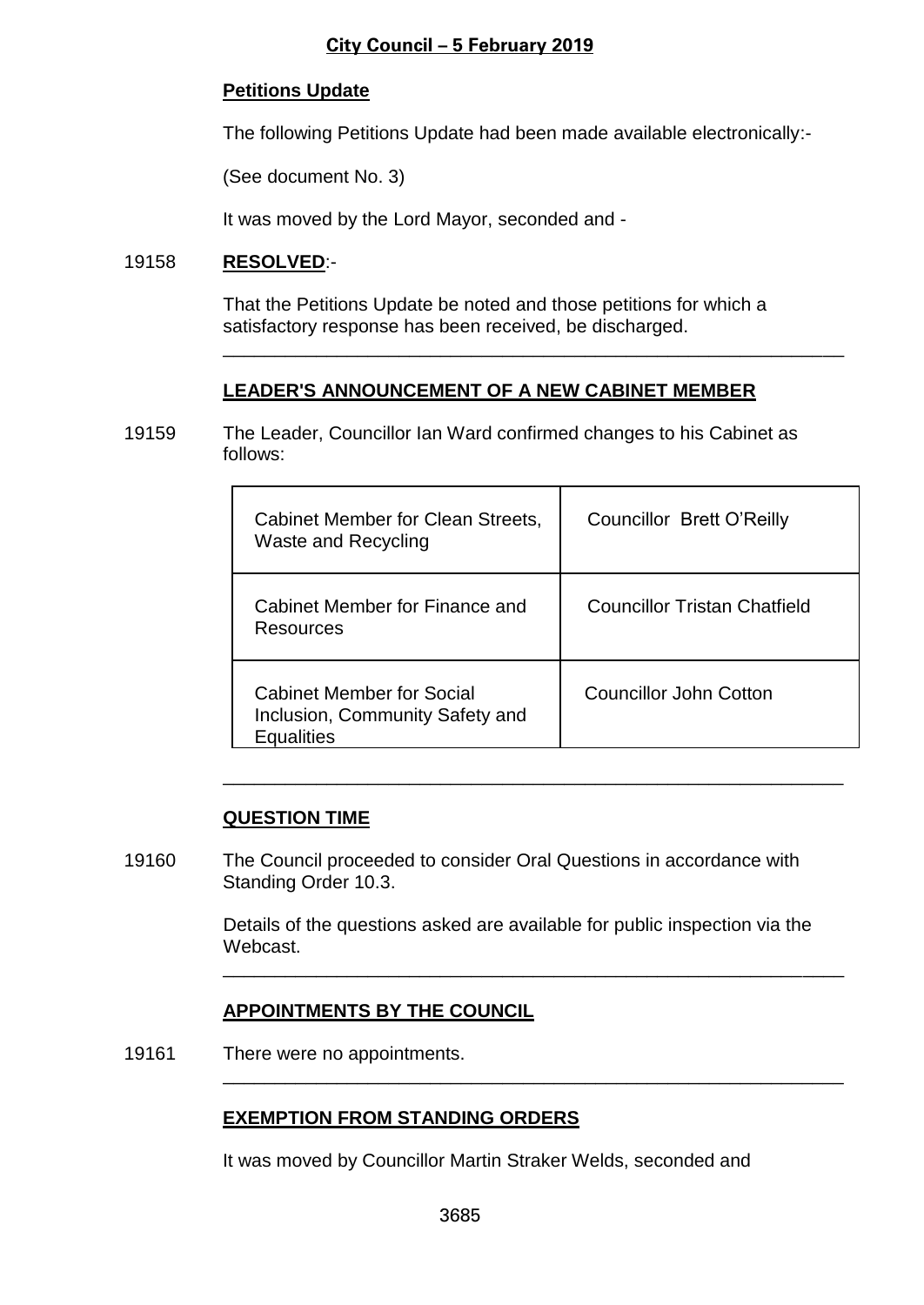**Petitions Update**

The following Petitions Update had been made available electronically:-

(See document No. 3)

It was moved by the Lord Mayor, seconded and -

19158 **RESOLVED**:-

That the Petitions Update be noted and those petitions for which a satisfactory response has been received, be discharged.

---

## **LEADER'S ANNOUNCEMENT OF A NEW CABINET MEMBER**

19159 The Leader, Councillor Ian Ward confirmed changes to his Cabinet as follows:

| | |
|---|---|
| Cabinet Member for Clean Streets, Waste and Recycling | Councillor Brett O'Reilly |
| Cabinet Member for Finance and Resources | Councillor Tristan Chatfield |
| Cabinet Member for Social Inclusion, Community Safety and Equalities | Councillor John Cotton |

---

## **QUESTION TIME**

19160 The Council proceeded to consider Oral Questions in accordance with Standing Order 10.3.

Details of the questions asked are available for public inspection via the Webcast.

---

## **APPOINTMENTS BY THE COUNCIL**

19161 There were no appointments.

---

## **EXEMPTION FROM STANDING ORDERS**

It was moved by Councillor Martin Straker Welds, seconded and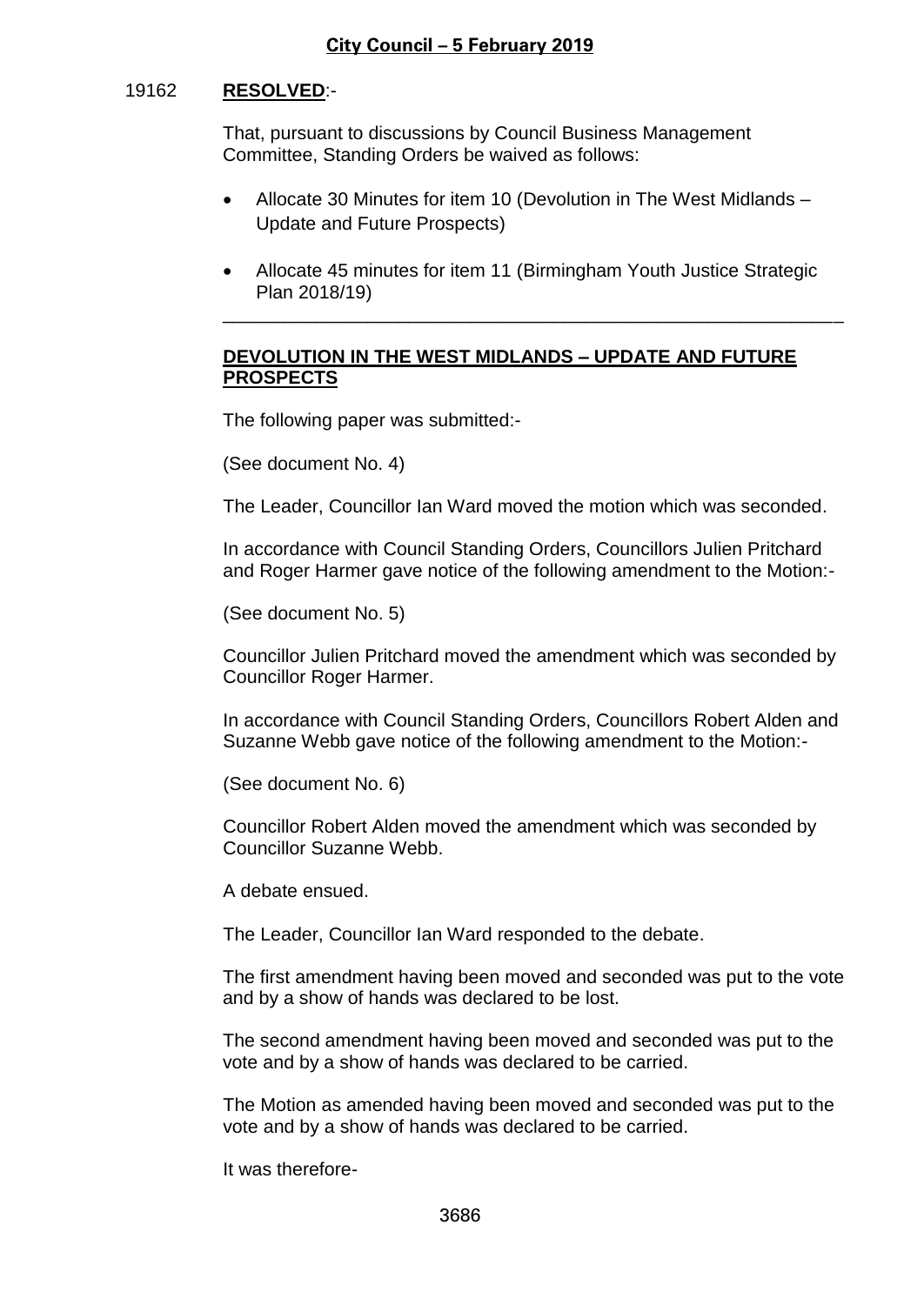19162 **RESOLVED**:-

That, pursuant to discussions by Council Business Management Committee, Standing Orders be waived as follows:

- Allocate 30 Minutes for item 10 (Devolution in The West Midlands – Update and Future Prospects)
- Allocate 45 minutes for item 11 (Birmingham Youth Justice Strategic Plan 2018/19)

---

## DEVOLUTION IN THE WEST MIDLANDS – UPDATE AND FUTURE PROSPECTS

The following paper was submitted:-

(See document No. 4)

The Leader, Councillor Ian Ward moved the motion which was seconded.

In accordance with Council Standing Orders, Councillors Julien Pritchard and Roger Harmer gave notice of the following amendment to the Motion:-

(See document No. 5)

Councillor Julien Pritchard moved the amendment which was seconded by Councillor Roger Harmer.

In accordance with Council Standing Orders, Councillors Robert Alden and Suzanne Webb gave notice of the following amendment to the Motion:-

(See document No. 6)

Councillor Robert Alden moved the amendment which was seconded by Councillor Suzanne Webb.

A debate ensued.

The Leader, Councillor Ian Ward responded to the debate.

The first amendment having been moved and seconded was put to the vote and by a show of hands was declared to be lost.

The second amendment having been moved and seconded was put to the vote and by a show of hands was declared to be carried.

The Motion as amended having been moved and seconded was put to the vote and by a show of hands was declared to be carried.

It was therefore-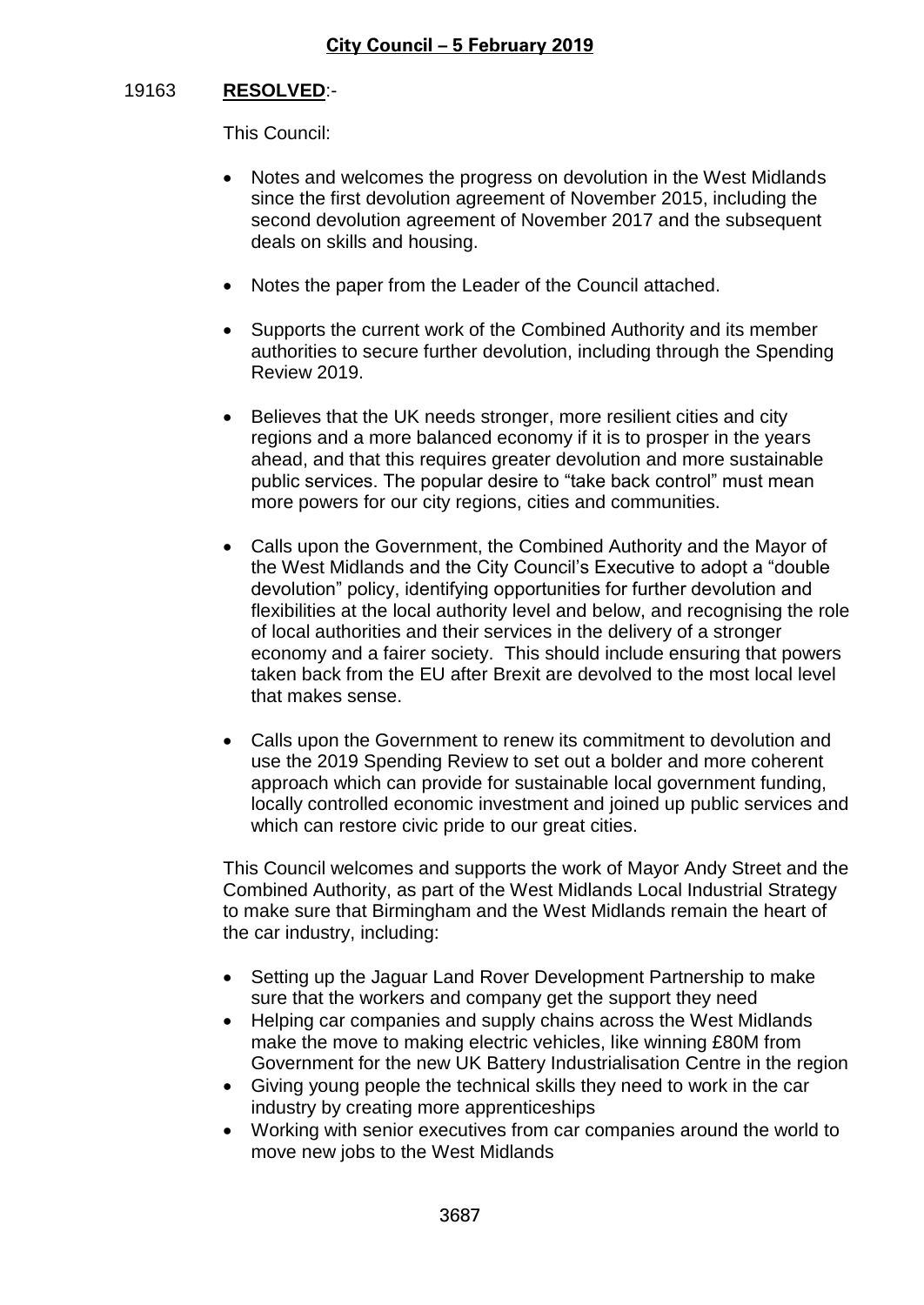19163 **RESOLVED**:-

This Council:

- Notes and welcomes the progress on devolution in the West Midlands since the first devolution agreement of November 2015, including the second devolution agreement of November 2017 and the subsequent deals on skills and housing.
- Notes the paper from the Leader of the Council attached.
- Supports the current work of the Combined Authority and its member authorities to secure further devolution, including through the Spending Review 2019.
- Believes that the UK needs stronger, more resilient cities and city regions and a more balanced economy if it is to prosper in the years ahead, and that this requires greater devolution and more sustainable public services. The popular desire to "take back control" must mean more powers for our city regions, cities and communities.
- Calls upon the Government, the Combined Authority and the Mayor of the West Midlands and the City Council's Executive to adopt a "double devolution" policy, identifying opportunities for further devolution and flexibilities at the local authority level and below, and recognising the role of local authorities and their services in the delivery of a stronger economy and a fairer society. This should include ensuring that powers taken back from the EU after Brexit are devolved to the most local level that makes sense.
- Calls upon the Government to renew its commitment to devolution and use the 2019 Spending Review to set out a bolder and more coherent approach which can provide for sustainable local government funding, locally controlled economic investment and joined up public services and which can restore civic pride to our great cities.

This Council welcomes and supports the work of Mayor Andy Street and the Combined Authority, as part of the West Midlands Local Industrial Strategy to make sure that Birmingham and the West Midlands remain the heart of the car industry, including:

- Setting up the Jaguar Land Rover Development Partnership to make sure that the workers and company get the support they need
- Helping car companies and supply chains across the West Midlands make the move to making electric vehicles, like winning £80M from Government for the new UK Battery Industrialisation Centre in the region
- Giving young people the technical skills they need to work in the car industry by creating more apprenticeships
- Working with senior executives from car companies around the world to move new jobs to the West Midlands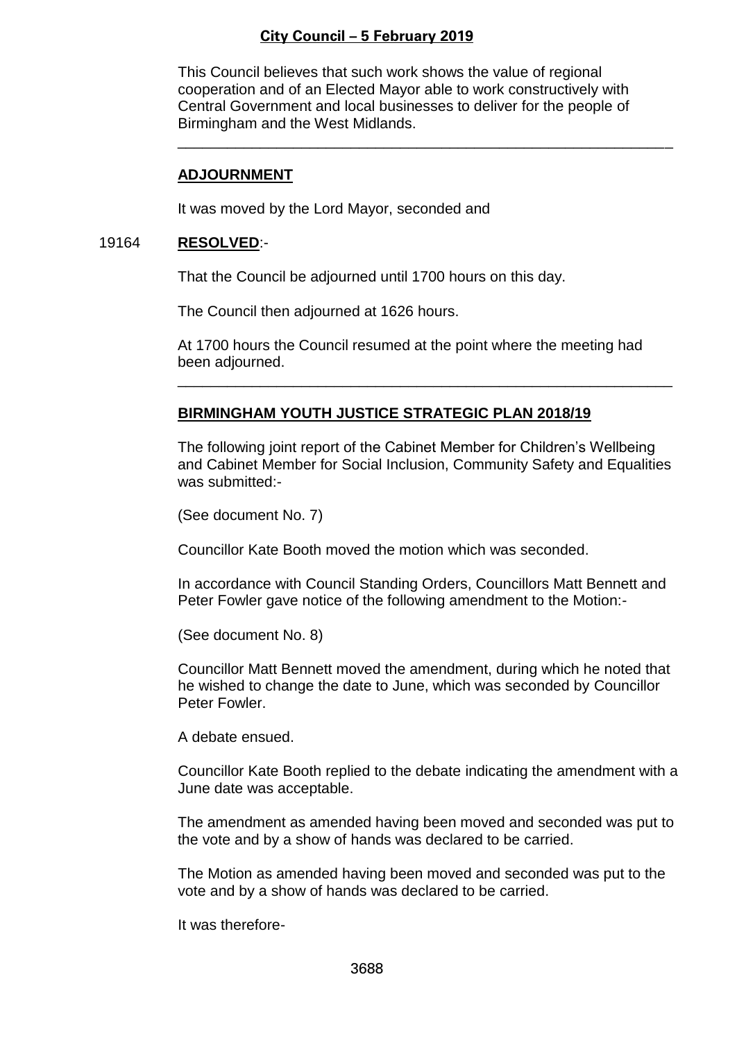This Council believes that such work shows the value of regional cooperation and of an Elected Mayor able to work constructively with Central Government and local businesses to deliver for the people of Birmingham and the West Midlands.

---

## ADJOURNMENT

It was moved by the Lord Mayor, seconded and

19164 **RESOLVED**:-

That the Council be adjourned until 1700 hours on this day.

The Council then adjourned at 1626 hours.

At 1700 hours the Council resumed at the point where the meeting had been adjourned.

---

## BIRMINGHAM YOUTH JUSTICE STRATEGIC PLAN 2018/19

The following joint report of the Cabinet Member for Children's Wellbeing and Cabinet Member for Social Inclusion, Community Safety and Equalities was submitted:-

(See document No. 7)

Councillor Kate Booth moved the motion which was seconded.

In accordance with Council Standing Orders, Councillors Matt Bennett and Peter Fowler gave notice of the following amendment to the Motion:-

(See document No. 8)

Councillor Matt Bennett moved the amendment, during which he noted that he wished to change the date to June, which was seconded by Councillor Peter Fowler.

A debate ensued.

Councillor Kate Booth replied to the debate indicating the amendment with a June date was acceptable.

The amendment as amended having been moved and seconded was put to the vote and by a show of hands was declared to be carried.

The Motion as amended having been moved and seconded was put to the vote and by a show of hands was declared to be carried.

It was therefore-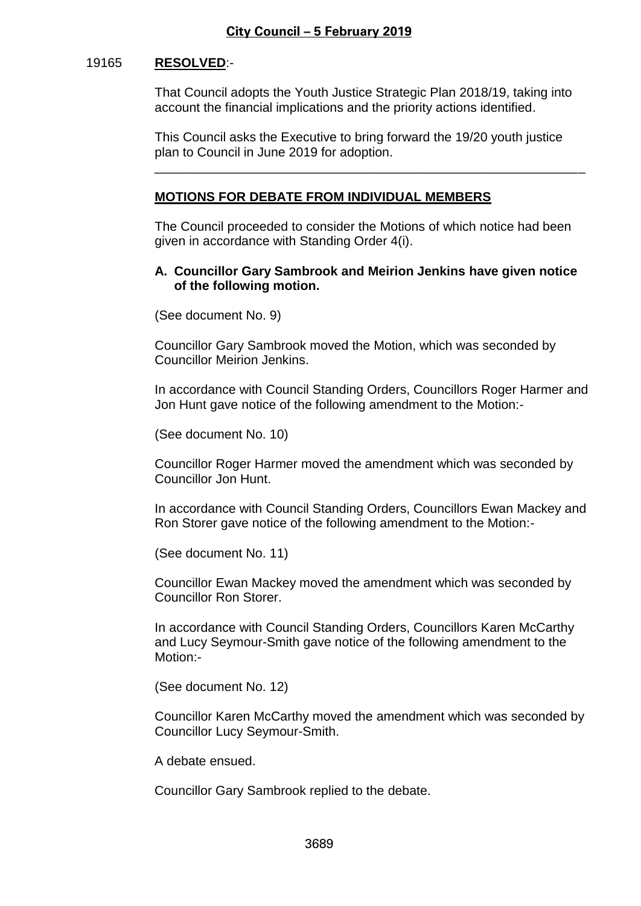19165 **RESOLVED**:-

That Council adopts the Youth Justice Strategic Plan 2018/19, taking into account the financial implications and the priority actions identified.

This Council asks the Executive to bring forward the 19/20 youth justice plan to Council in June 2019 for adoption.

---

## **MOTIONS FOR DEBATE FROM INDIVIDUAL MEMBERS**

The Council proceeded to consider the Motions of which notice had been given in accordance with Standing Order 4(i).

**A. Councillor Gary Sambrook and Meirion Jenkins have given notice of the following motion.**

(See document No. 9)

Councillor Gary Sambrook moved the Motion, which was seconded by Councillor Meirion Jenkins.

In accordance with Council Standing Orders, Councillors Roger Harmer and Jon Hunt gave notice of the following amendment to the Motion:-

(See document No. 10)

Councillor Roger Harmer moved the amendment which was seconded by Councillor Jon Hunt.

In accordance with Council Standing Orders, Councillors Ewan Mackey and Ron Storer gave notice of the following amendment to the Motion:-

(See document No. 11)

Councillor Ewan Mackey moved the amendment which was seconded by Councillor Ron Storer.

In accordance with Council Standing Orders, Councillors Karen McCarthy and Lucy Seymour-Smith gave notice of the following amendment to the Motion:-

(See document No. 12)

Councillor Karen McCarthy moved the amendment which was seconded by Councillor Lucy Seymour-Smith.

A debate ensued.

Councillor Gary Sambrook replied to the debate.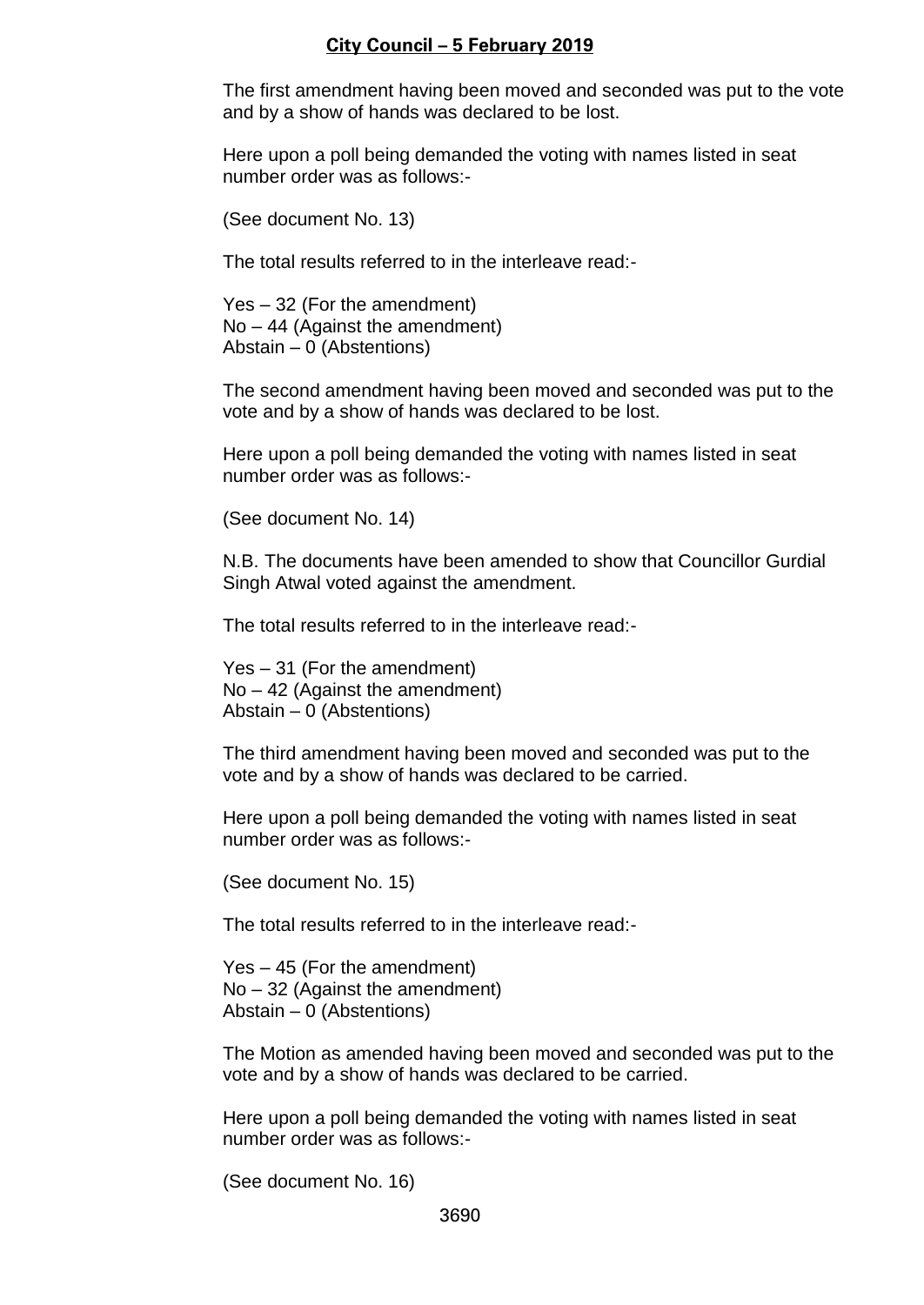The first amendment having been moved and seconded was put to the vote and by a show of hands was declared to be lost.

Here upon a poll being demanded the voting with names listed in seat number order was as follows:-

(See document No. 13)

The total results referred to in the interleave read:-

Yes – 32 (For the amendment)
No – 44 (Against the amendment)
Abstain – 0 (Abstentions)

The second amendment having been moved and seconded was put to the vote and by a show of hands was declared to be lost.

Here upon a poll being demanded the voting with names listed in seat number order was as follows:-

(See document No. 14)

N.B. The documents have been amended to show that Councillor Gurdial Singh Atwal voted against the amendment.

The total results referred to in the interleave read:-

Yes – 31 (For the amendment)
No – 42 (Against the amendment)
Abstain – 0 (Abstentions)

The third amendment having been moved and seconded was put to the vote and by a show of hands was declared to be carried.

Here upon a poll being demanded the voting with names listed in seat number order was as follows:-

(See document No. 15)

The total results referred to in the interleave read:-

Yes – 45 (For the amendment)
No – 32 (Against the amendment)
Abstain – 0 (Abstentions)

The Motion as amended having been moved and seconded was put to the vote and by a show of hands was declared to be carried.

Here upon a poll being demanded the voting with names listed in seat number order was as follows:-

(See document No. 16)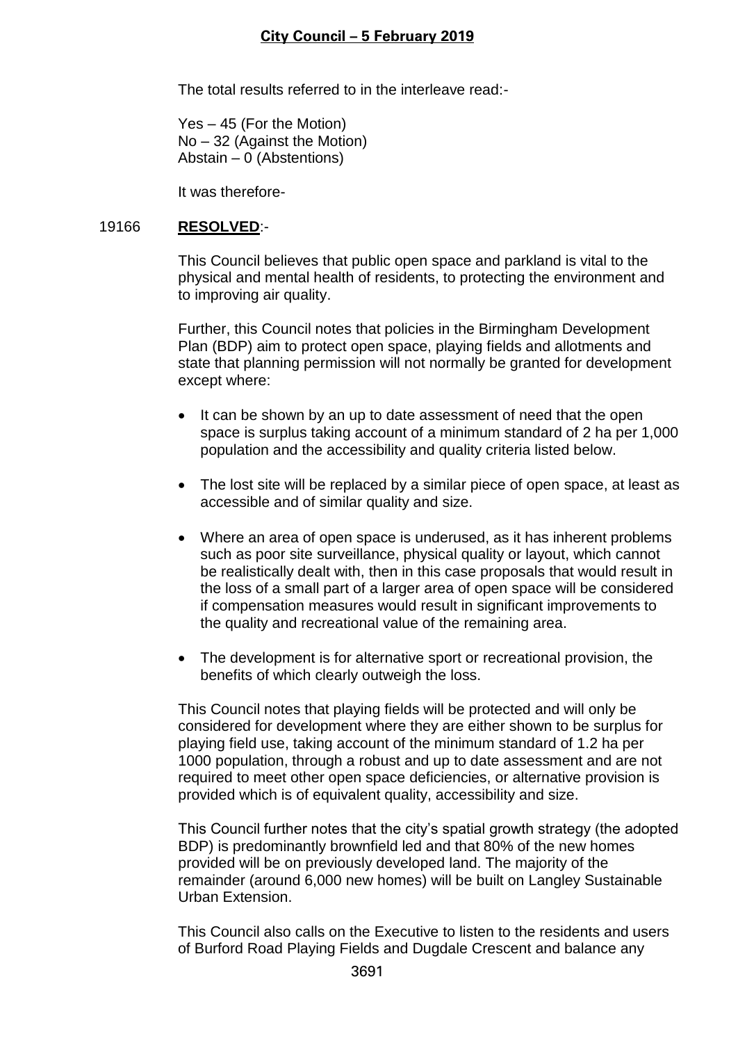The total results referred to in the interleave read:-

Yes – 45 (For the Motion)
No – 32 (Against the Motion)
Abstain – 0 (Abstentions)

It was therefore-

19166 **RESOLVED**:-

This Council believes that public open space and parkland is vital to the physical and mental health of residents, to protecting the environment and to improving air quality.

Further, this Council notes that policies in the Birmingham Development Plan (BDP) aim to protect open space, playing fields and allotments and state that planning permission will not normally be granted for development except where:

- It can be shown by an up to date assessment of need that the open space is surplus taking account of a minimum standard of 2 ha per 1,000 population and the accessibility and quality criteria listed below.
- The lost site will be replaced by a similar piece of open space, at least as accessible and of similar quality and size.
- Where an area of open space is underused, as it has inherent problems such as poor site surveillance, physical quality or layout, which cannot be realistically dealt with, then in this case proposals that would result in the loss of a small part of a larger area of open space will be considered if compensation measures would result in significant improvements to the quality and recreational value of the remaining area.
- The development is for alternative sport or recreational provision, the benefits of which clearly outweigh the loss.

This Council notes that playing fields will be protected and will only be considered for development where they are either shown to be surplus for playing field use, taking account of the minimum standard of 1.2 ha per 1000 population, through a robust and up to date assessment and are not required to meet other open space deficiencies, or alternative provision is provided which is of equivalent quality, accessibility and size.

This Council further notes that the city's spatial growth strategy (the adopted BDP) is predominantly brownfield led and that 80% of the new homes provided will be on previously developed land. The majority of the remainder (around 6,000 new homes) will be built on Langley Sustainable Urban Extension.

This Council also calls on the Executive to listen to the residents and users of Burford Road Playing Fields and Dugdale Crescent and balance any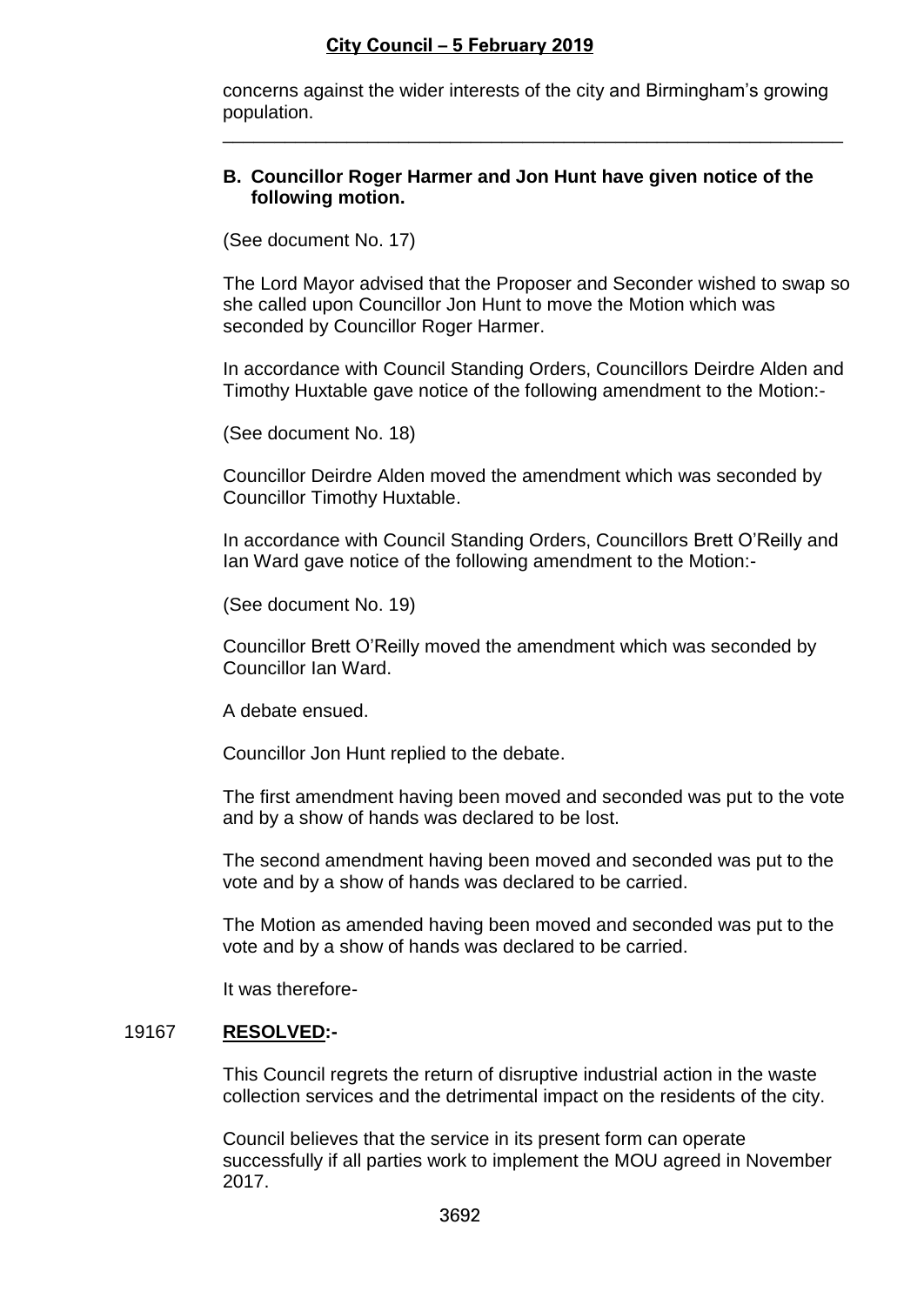concerns against the wider interests of the city and Birmingham's growing population.

---

**B. Councillor Roger Harmer and Jon Hunt have given notice of the following motion.**

(See document No. 17)

The Lord Mayor advised that the Proposer and Seconder wished to swap so she called upon Councillor Jon Hunt to move the Motion which was seconded by Councillor Roger Harmer.

In accordance with Council Standing Orders, Councillors Deirdre Alden and Timothy Huxtable gave notice of the following amendment to the Motion:-

(See document No. 18)

Councillor Deirdre Alden moved the amendment which was seconded by Councillor Timothy Huxtable.

In accordance with Council Standing Orders, Councillors Brett O'Reilly and Ian Ward gave notice of the following amendment to the Motion:-

(See document No. 19)

Councillor Brett O'Reilly moved the amendment which was seconded by Councillor Ian Ward.

A debate ensued.

Councillor Jon Hunt replied to the debate.

The first amendment having been moved and seconded was put to the vote and by a show of hands was declared to be lost.

The second amendment having been moved and seconded was put to the vote and by a show of hands was declared to be carried.

The Motion as amended having been moved and seconded was put to the vote and by a show of hands was declared to be carried.

It was therefore-

19167 **RESOLVED:-**

This Council regrets the return of disruptive industrial action in the waste collection services and the detrimental impact on the residents of the city.

Council believes that the service in its present form can operate successfully if all parties work to implement the MOU agreed in November 2017.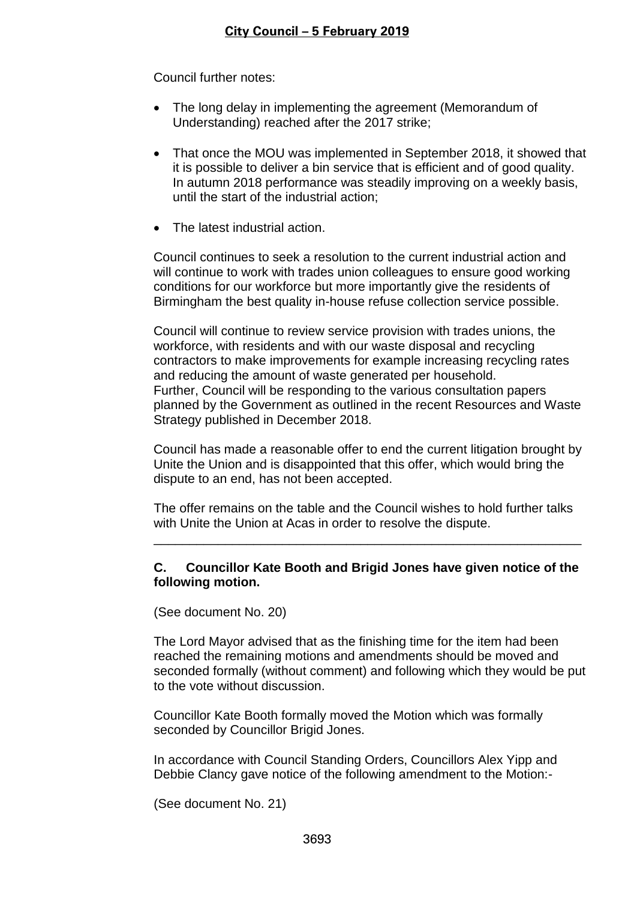Council further notes:

- The long delay in implementing the agreement (Memorandum of Understanding) reached after the 2017 strike;
- That once the MOU was implemented in September 2018, it showed that it is possible to deliver a bin service that is efficient and of good quality. In autumn 2018 performance was steadily improving on a weekly basis, until the start of the industrial action;
- The latest industrial action.

Council continues to seek a resolution to the current industrial action and will continue to work with trades union colleagues to ensure good working conditions for our workforce but more importantly give the residents of Birmingham the best quality in-house refuse collection service possible.

Council will continue to review service provision with trades unions, the workforce, with residents and with our waste disposal and recycling contractors to make improvements for example increasing recycling rates and reducing the amount of waste generated per household.
Further, Council will be responding to the various consultation papers planned by the Government as outlined in the recent Resources and Waste Strategy published in December 2018.

Council has made a reasonable offer to end the current litigation brought by Unite the Union and is disappointed that this offer, which would bring the dispute to an end, has not been accepted.

The offer remains on the table and the Council wishes to hold further talks with Unite the Union at Acas in order to resolve the dispute.

---

**C. Councillor Kate Booth and Brigid Jones have given notice of the following motion.**

(See document No. 20)

The Lord Mayor advised that as the finishing time for the item had been reached the remaining motions and amendments should be moved and seconded formally (without comment) and following which they would be put to the vote without discussion.

Councillor Kate Booth formally moved the Motion which was formally seconded by Councillor Brigid Jones.

In accordance with Council Standing Orders, Councillors Alex Yipp and Debbie Clancy gave notice of the following amendment to the Motion:-

(See document No. 21)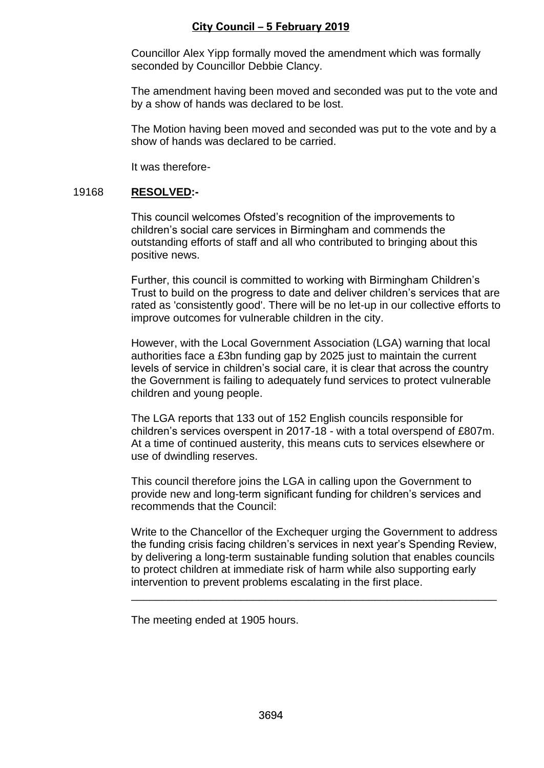Councillor Alex Yipp formally moved the amendment which was formally seconded by Councillor Debbie Clancy.

The amendment having been moved and seconded was put to the vote and by a show of hands was declared to be lost.

The Motion having been moved and seconded was put to the vote and by a show of hands was declared to be carried.

It was therefore-

19168 **RESOLVED:-**

This council welcomes Ofsted's recognition of the improvements to children's social care services in Birmingham and commends the outstanding efforts of staff and all who contributed to bringing about this positive news.

Further, this council is committed to working with Birmingham Children's Trust to build on the progress to date and deliver children's services that are rated as 'consistently good'. There will be no let-up in our collective efforts to improve outcomes for vulnerable children in the city.

However, with the Local Government Association (LGA) warning that local authorities face a £3bn funding gap by 2025 just to maintain the current levels of service in children's social care, it is clear that across the country the Government is failing to adequately fund services to protect vulnerable children and young people.

The LGA reports that 133 out of 152 English councils responsible for children's services overspent in 2017-18 - with a total overspend of £807m. At a time of continued austerity, this means cuts to services elsewhere or use of dwindling reserves.

This council therefore joins the LGA in calling upon the Government to provide new and long-term significant funding for children's services and recommends that the Council:

Write to the Chancellor of the Exchequer urging the Government to address the funding crisis facing children's services in next year's Spending Review, by delivering a long-term sustainable funding solution that enables councils to protect children at immediate risk of harm while also supporting early intervention to prevent problems escalating in the first place.

---

The meeting ended at 1905 hours.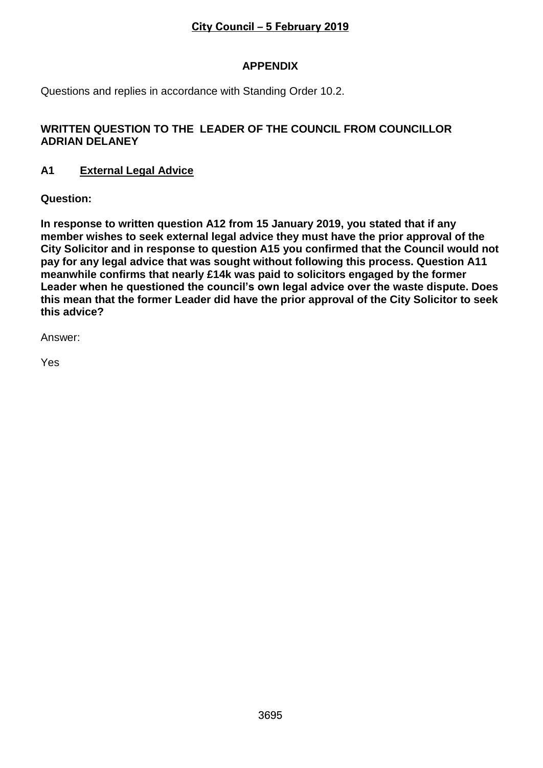## APPENDIX

Questions and replies in accordance with Standing Order 10.2.

### WRITTEN QUESTION TO THE LEADER OF THE COUNCIL FROM COUNCILLOR ADRIAN DELANEY

### A1 External Legal Advice

**Question:**

**In response to written question A12 from 15 January 2019, you stated that if any member wishes to seek external legal advice they must have the prior approval of the City Solicitor and in response to question A15 you confirmed that the Council would not pay for any legal advice that was sought without following this process. Question A11 meanwhile confirms that nearly £14k was paid to solicitors engaged by the former Leader when he questioned the council's own legal advice over the waste dispute. Does this mean that the former Leader did have the prior approval of the City Solicitor to seek this advice?**

Answer:

Yes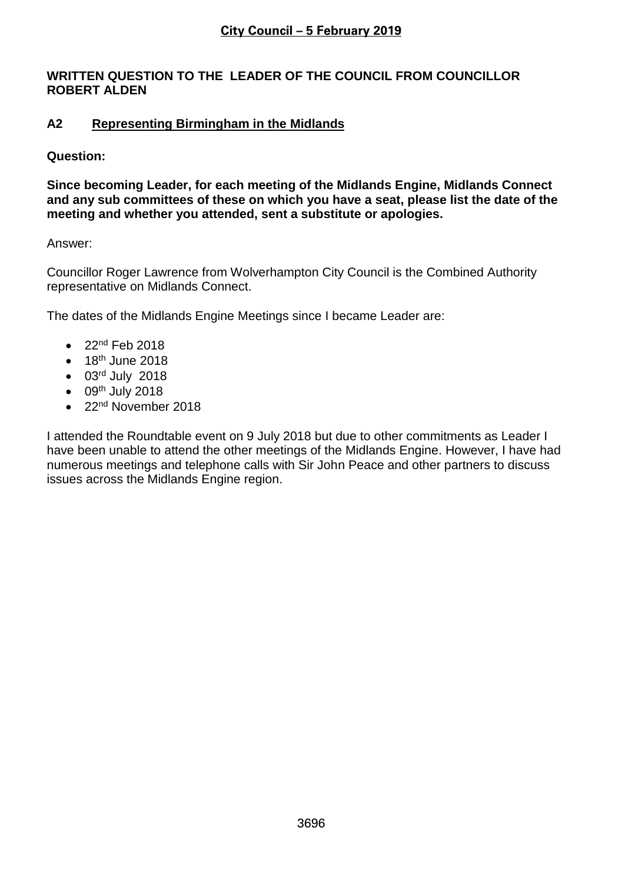**City Council – 5 February 2019**

**WRITTEN QUESTION TO THE LEADER OF THE COUNCIL FROM COUNCILLOR ROBERT ALDEN**

## A2 Representing Birmingham in the Midlands

**Question:**

**Since becoming Leader, for each meeting of the Midlands Engine, Midlands Connect and any sub committees of these on which you have a seat, please list the date of the meeting and whether you attended, sent a substitute or apologies.**

Answer:

Councillor Roger Lawrence from Wolverhampton City Council is the Combined Authority representative on Midlands Connect.

The dates of the Midlands Engine Meetings since I became Leader are:

- 22nd Feb 2018
- 18th June 2018
- 03rd July 2018
- 09th July 2018
- 22nd November 2018

I attended the Roundtable event on 9 July 2018 but due to other commitments as Leader I have been unable to attend the other meetings of the Midlands Engine. However, I have had numerous meetings and telephone calls with Sir John Peace and other partners to discuss issues across the Midlands Engine region.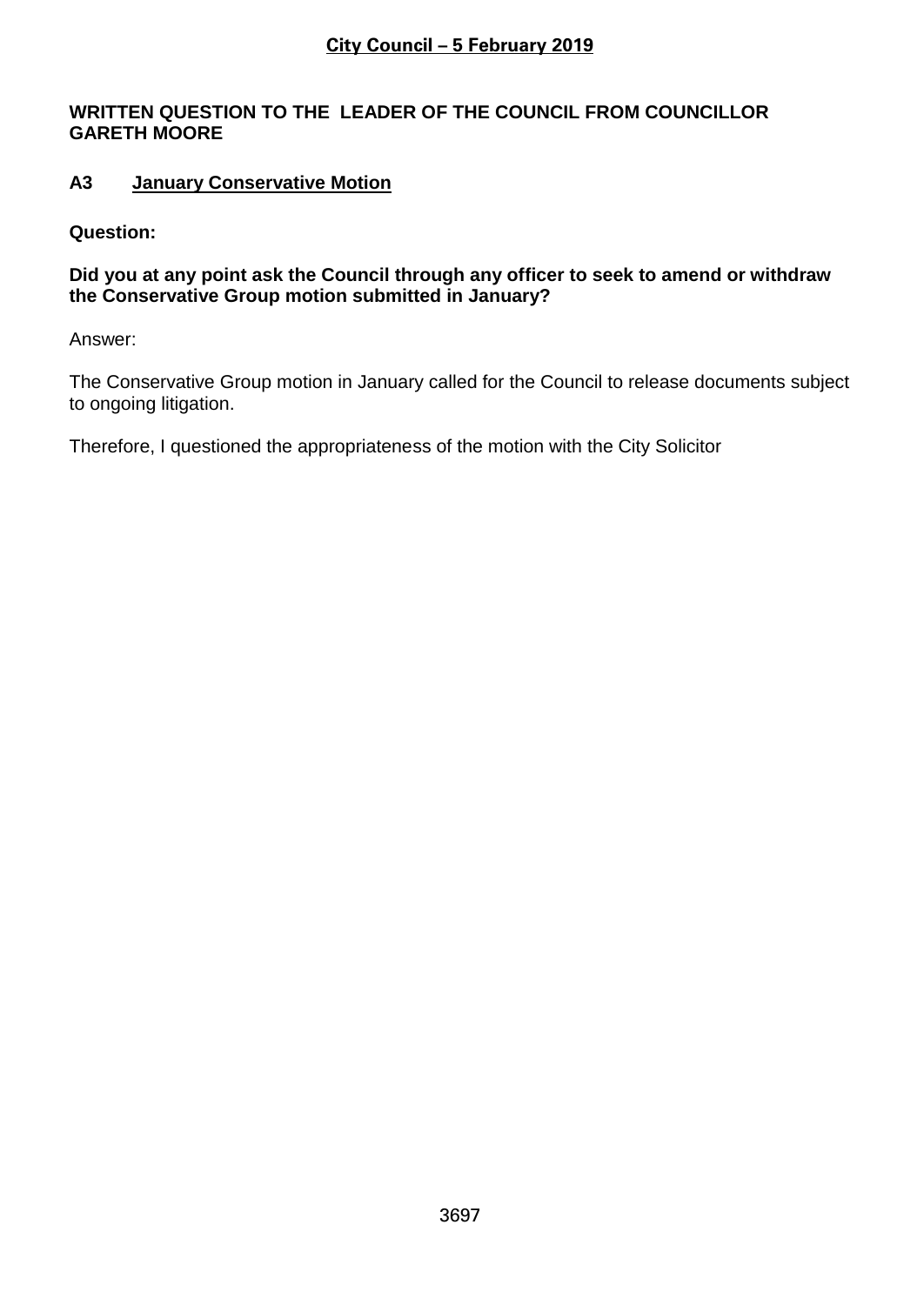**City Council – 5 February 2019**

**WRITTEN QUESTION TO THE LEADER OF THE COUNCIL FROM COUNCILLOR GARETH MOORE**

**A3 January Conservative Motion**

**Question:**

**Did you at any point ask the Council through any officer to seek to amend or withdraw the Conservative Group motion submitted in January?**

Answer:

The Conservative Group motion in January called for the Council to release documents subject to ongoing litigation.

Therefore, I questioned the appropriateness of the motion with the City Solicitor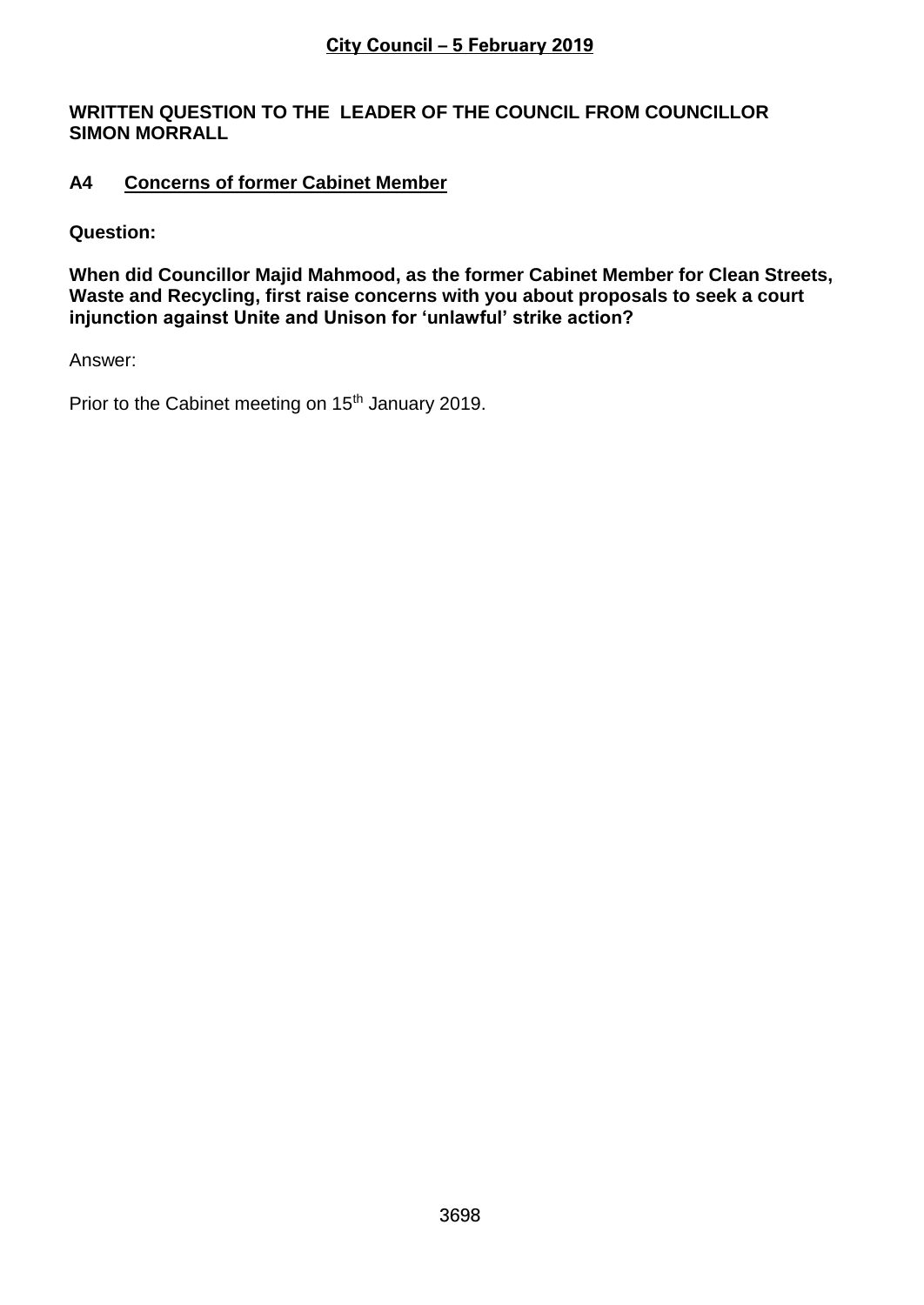**WRITTEN QUESTION TO THE LEADER OF THE COUNCIL FROM COUNCILLOR SIMON MORRALL**

## A4 Concerns of former Cabinet Member

**Question:**

**When did Councillor Majid Mahmood, as the former Cabinet Member for Clean Streets, Waste and Recycling, first raise concerns with you about proposals to seek a court injunction against Unite and Unison for 'unlawful' strike action?**

Answer:

Prior to the Cabinet meeting on 15th January 2019.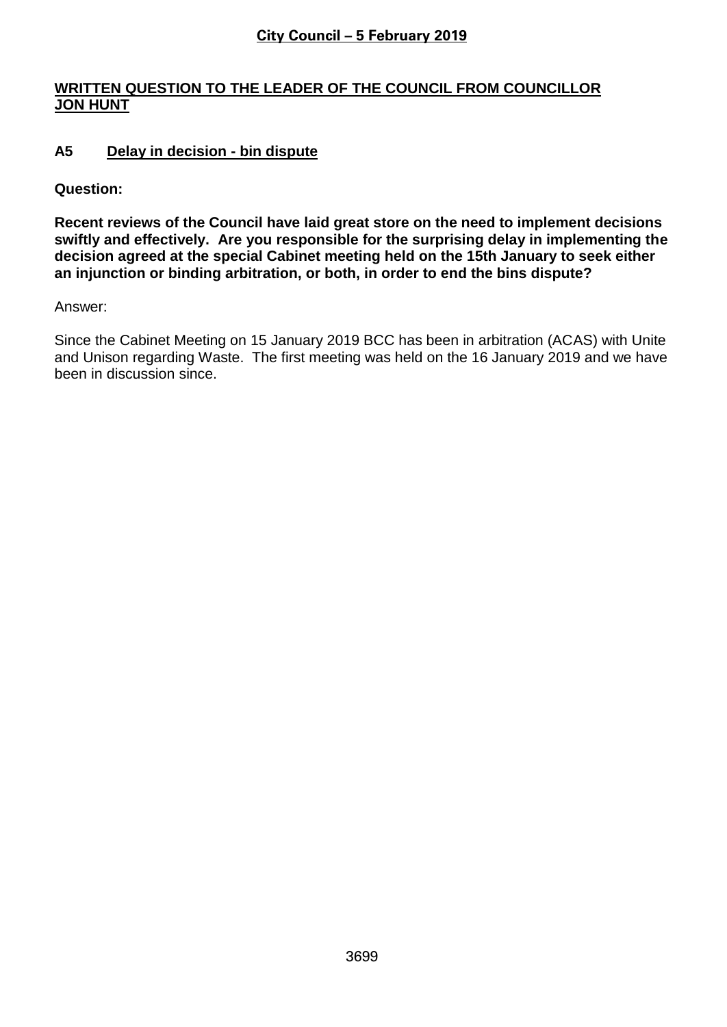## WRITTEN QUESTION TO THE LEADER OF THE COUNCIL FROM COUNCILLOR JON HUNT

### A5 Delay in decision - bin dispute

**Question:**

**Recent reviews of the Council have laid great store on the need to implement decisions swiftly and effectively. Are you responsible for the surprising delay in implementing the decision agreed at the special Cabinet meeting held on the 15th January to seek either an injunction or binding arbitration, or both, in order to end the bins dispute?**

Answer:

Since the Cabinet Meeting on 15 January 2019 BCC has been in arbitration (ACAS) with Unite and Unison regarding Waste. The first meeting was held on the 16 January 2019 and we have been in discussion since.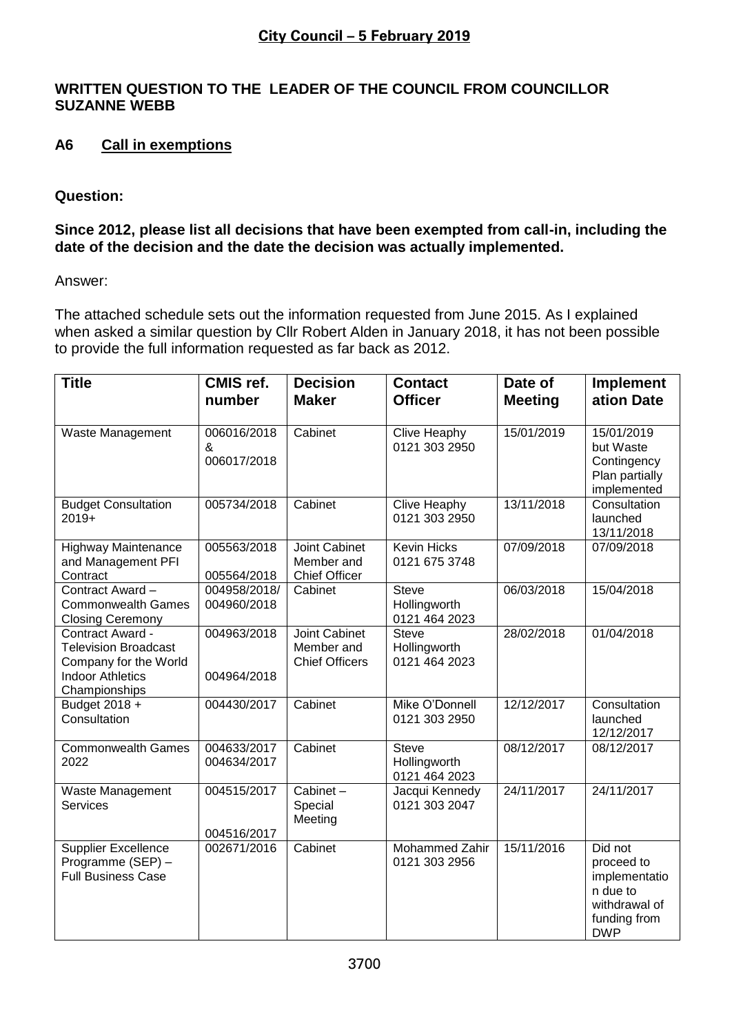**City Council – 5 February 2019**

**WRITTEN QUESTION TO THE LEADER OF THE COUNCIL FROM COUNCILLOR SUZANNE WEBB**

**A6 Call in exemptions**

**Question:**

**Since 2012, please list all decisions that have been exempted from call-in, including the date of the decision and the date the decision was actually implemented.**

Answer:

The attached schedule sets out the information requested from June 2015. As I explained when asked a similar question by Cllr Robert Alden in January 2018, it has not been possible to provide the full information requested as far back as 2012.

| Title | CMIS ref. number | Decision Maker | Contact Officer | Date of Meeting | Implementation Date |
|---|---|---|---|---|---|
| Waste Management | 006016/2018 & 006017/2018 | Cabinet | Clive Heaphy 0121 303 2950 | 15/01/2019 | 15/01/2019 but Waste Contingency Plan partially implemented |
| Budget Consultation 2019+ | 005734/2018 | Cabinet | Clive Heaphy 0121 303 2950 | 13/11/2018 | Consultation launched 13/11/2018 |
| Highway Maintenance and Management PFI Contract | 005563/2018 005564/2018 | Joint Cabinet Member and Chief Officer | Kevin Hicks 0121 675 3748 | 07/09/2018 | 07/09/2018 |
| Contract Award – Commonwealth Games Closing Ceremony | 004958/2018/ 004960/2018 | Cabinet | Steve Hollingworth 0121 464 2023 | 06/03/2018 | 15/04/2018 |
| Contract Award - Television Broadcast Company for the World Indoor Athletics Championships | 004963/2018 004964/2018 | Joint Cabinet Member and Chief Officers | Steve Hollingworth 0121 464 2023 | 28/02/2018 | 01/04/2018 |
| Budget 2018 + Consultation | 004430/2017 | Cabinet | Mike O'Donnell 0121 303 2950 | 12/12/2017 | Consultation launched 12/12/2017 |
| Commonwealth Games 2022 | 004633/2017 004634/2017 | Cabinet | Steve Hollingworth 0121 464 2023 | 08/12/2017 | 08/12/2017 |
| Waste Management Services | 004515/2017 004516/2017 | Cabinet – Special Meeting | Jacqui Kennedy 0121 303 2047 | 24/11/2017 | 24/11/2017 |
| Supplier Excellence Programme (SEP) – Full Business Case | 002671/2016 | Cabinet | Mohammed Zahir 0121 303 2956 | 15/11/2016 | Did not proceed to implementation due to withdrawal of funding from DWP |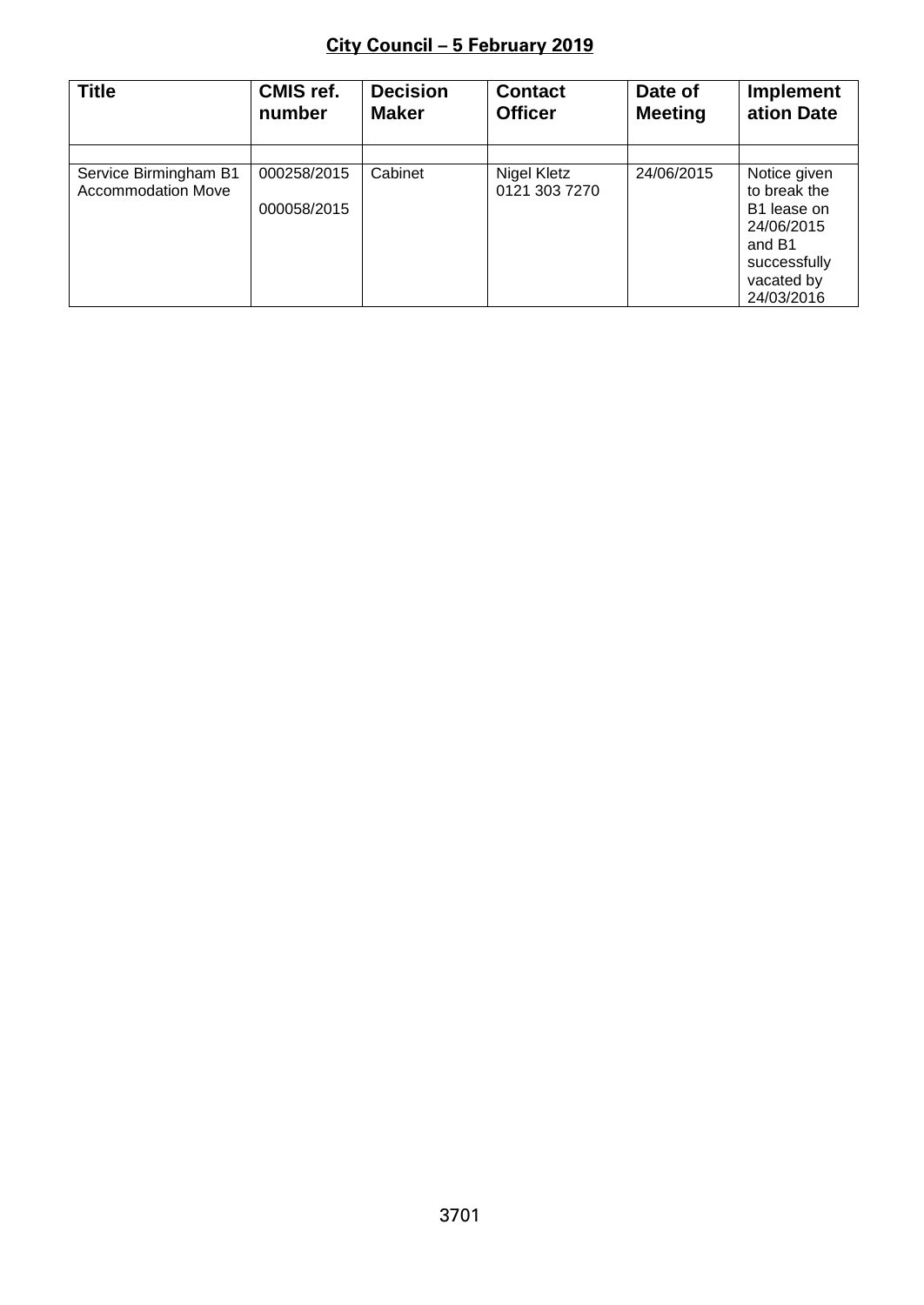## City Council – 5 February 2019

| Title | CMIS ref. number | Decision Maker | Contact Officer | Date of Meeting | Implementation Date |
|---|---|---|---|---|---|
| | | | | | |
| Service Birmingham B1 Accommodation Move | 000258/2015<br><br>000058/2015 | Cabinet | Nigel Kletz 0121 303 7270 | 24/06/2015 | Notice given to break the B1 lease on 24/06/2015 and B1 successfully vacated by 24/03/2016 |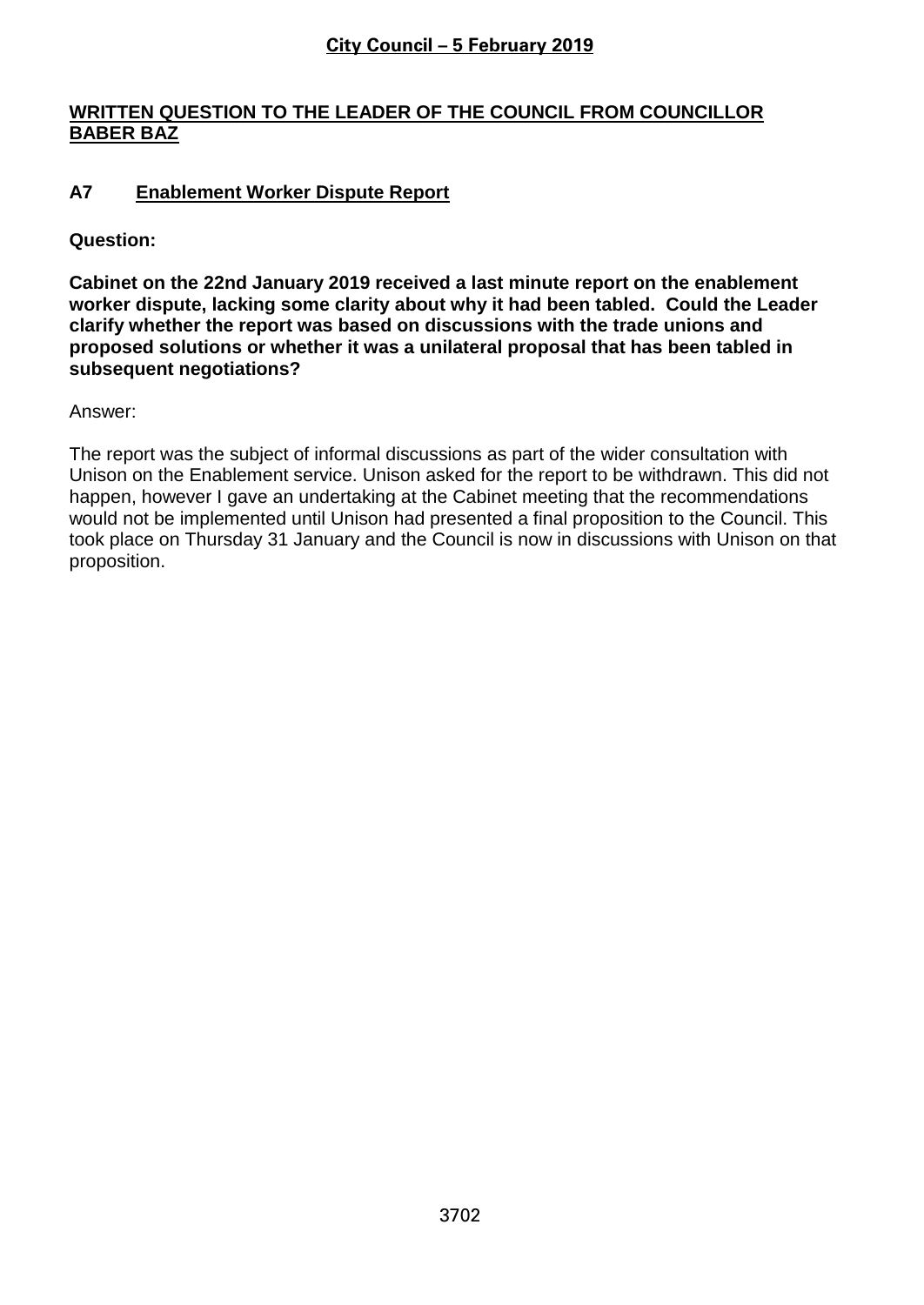## City Council – 5 February 2019

**WRITTEN QUESTION TO THE LEADER OF THE COUNCIL FROM COUNCILLOR BABER BAZ**

### A7 Enablement Worker Dispute Report

**Question:**

**Cabinet on the 22nd January 2019 received a last minute report on the enablement worker dispute, lacking some clarity about why it had been tabled. Could the Leader clarify whether the report was based on discussions with the trade unions and proposed solutions or whether it was a unilateral proposal that has been tabled in subsequent negotiations?**

Answer:

The report was the subject of informal discussions as part of the wider consultation with Unison on the Enablement service. Unison asked for the report to be withdrawn. This did not happen, however I gave an undertaking at the Cabinet meeting that the recommendations would not be implemented until Unison had presented a final proposition to the Council. This took place on Thursday 31 January and the Council is now in discussions with Unison on that proposition.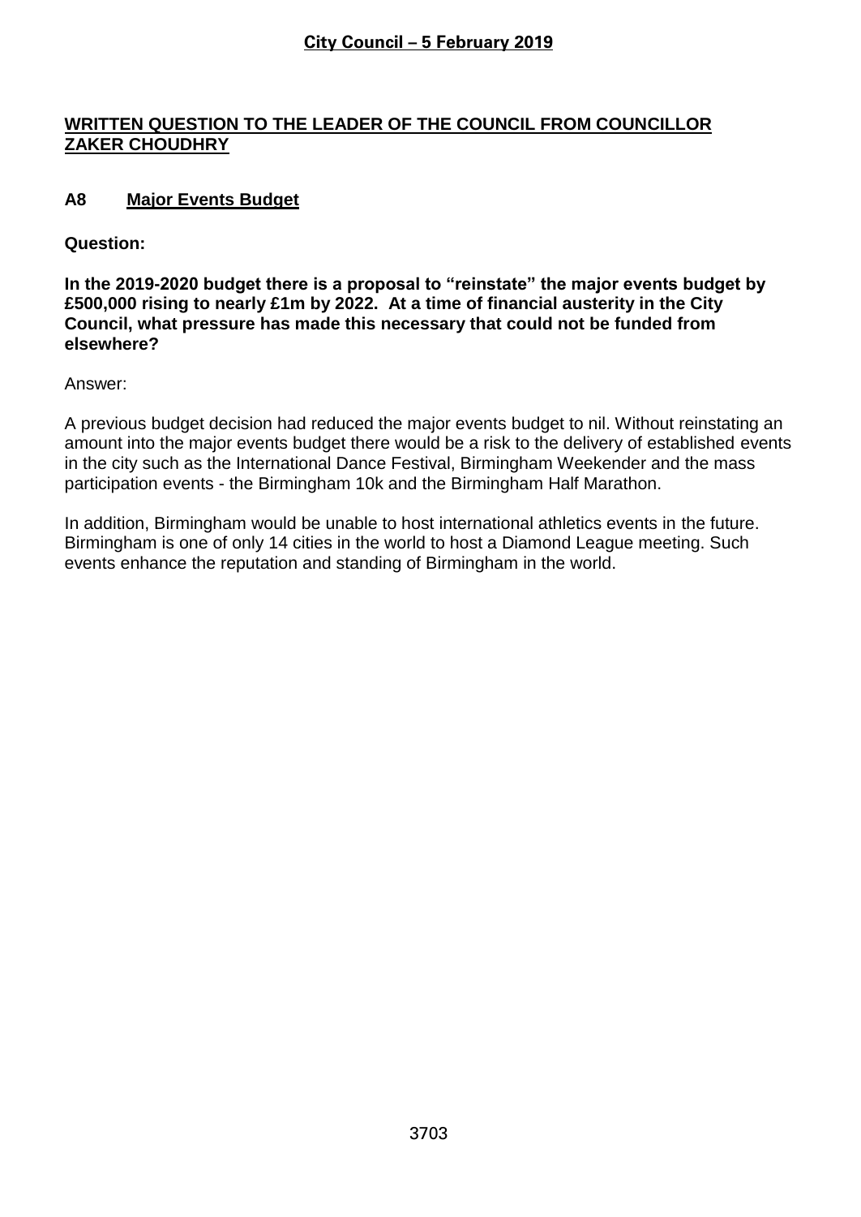## City Council – 5 February 2019

## WRITTEN QUESTION TO THE LEADER OF THE COUNCIL FROM COUNCILLOR ZAKER CHOUDHRY

### A8 Major Events Budget

**Question:**

**In the 2019-2020 budget there is a proposal to "reinstate" the major events budget by £500,000 rising to nearly £1m by 2022. At a time of financial austerity in the City Council, what pressure has made this necessary that could not be funded from elsewhere?**

Answer:

A previous budget decision had reduced the major events budget to nil. Without reinstating an amount into the major events budget there would be a risk to the delivery of established events in the city such as the International Dance Festival, Birmingham Weekender and the mass participation events - the Birmingham 10k and the Birmingham Half Marathon.

In addition, Birmingham would be unable to host international athletics events in the future. Birmingham is one of only 14 cities in the world to host a Diamond League meeting. Such events enhance the reputation and standing of Birmingham in the world.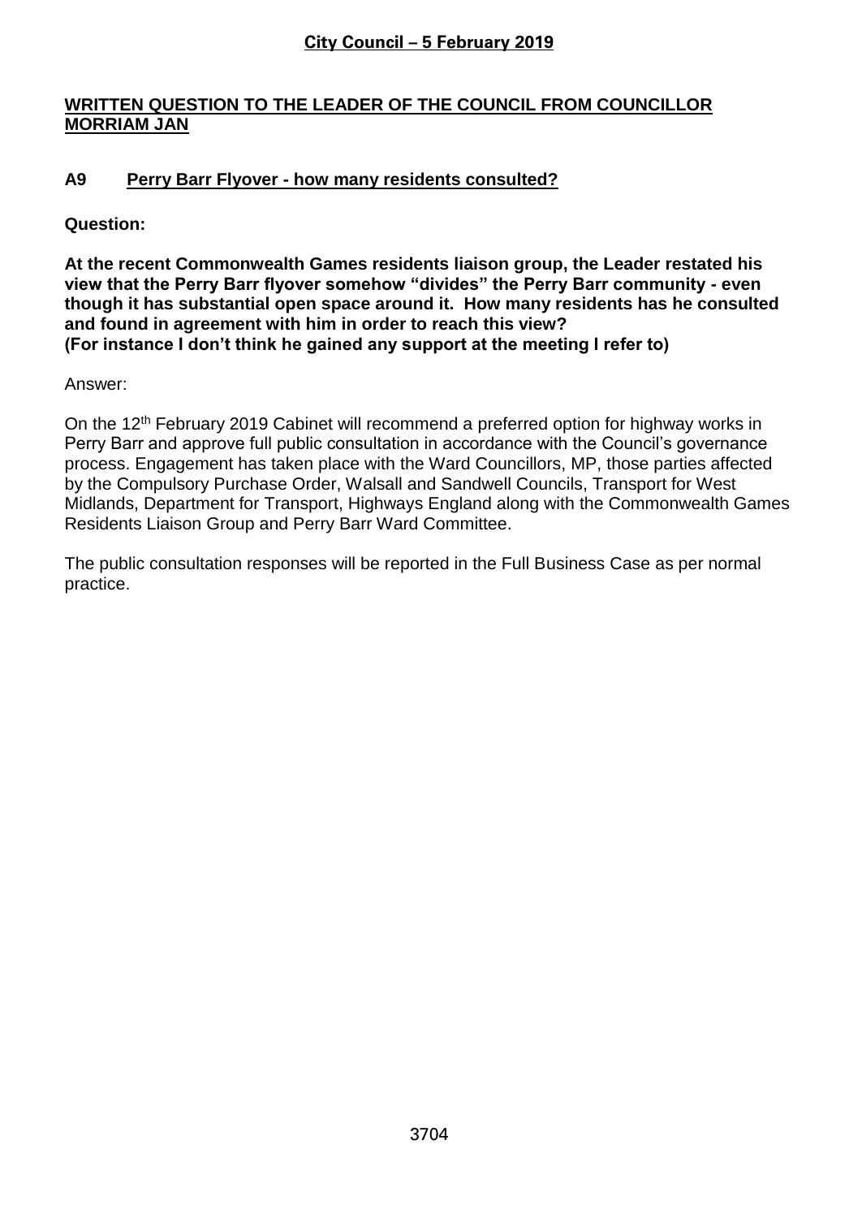## City Council – 5 February 2019

**WRITTEN QUESTION TO THE LEADER OF THE COUNCIL FROM COUNCILLOR MORRIAM JAN**

### A9 Perry Barr Flyover - how many residents consulted?

**Question:**

**At the recent Commonwealth Games residents liaison group, the Leader restated his view that the Perry Barr flyover somehow "divides" the Perry Barr community - even though it has substantial open space around it. How many residents has he consulted and found in agreement with him in order to reach this view?**
**(For instance I don't think he gained any support at the meeting I refer to)**

Answer:

On the 12th February 2019 Cabinet will recommend a preferred option for highway works in Perry Barr and approve full public consultation in accordance with the Council's governance process. Engagement has taken place with the Ward Councillors, MP, those parties affected by the Compulsory Purchase Order, Walsall and Sandwell Councils, Transport for West Midlands, Department for Transport, Highways England along with the Commonwealth Games Residents Liaison Group and Perry Barr Ward Committee.

The public consultation responses will be reported in the Full Business Case as per normal practice.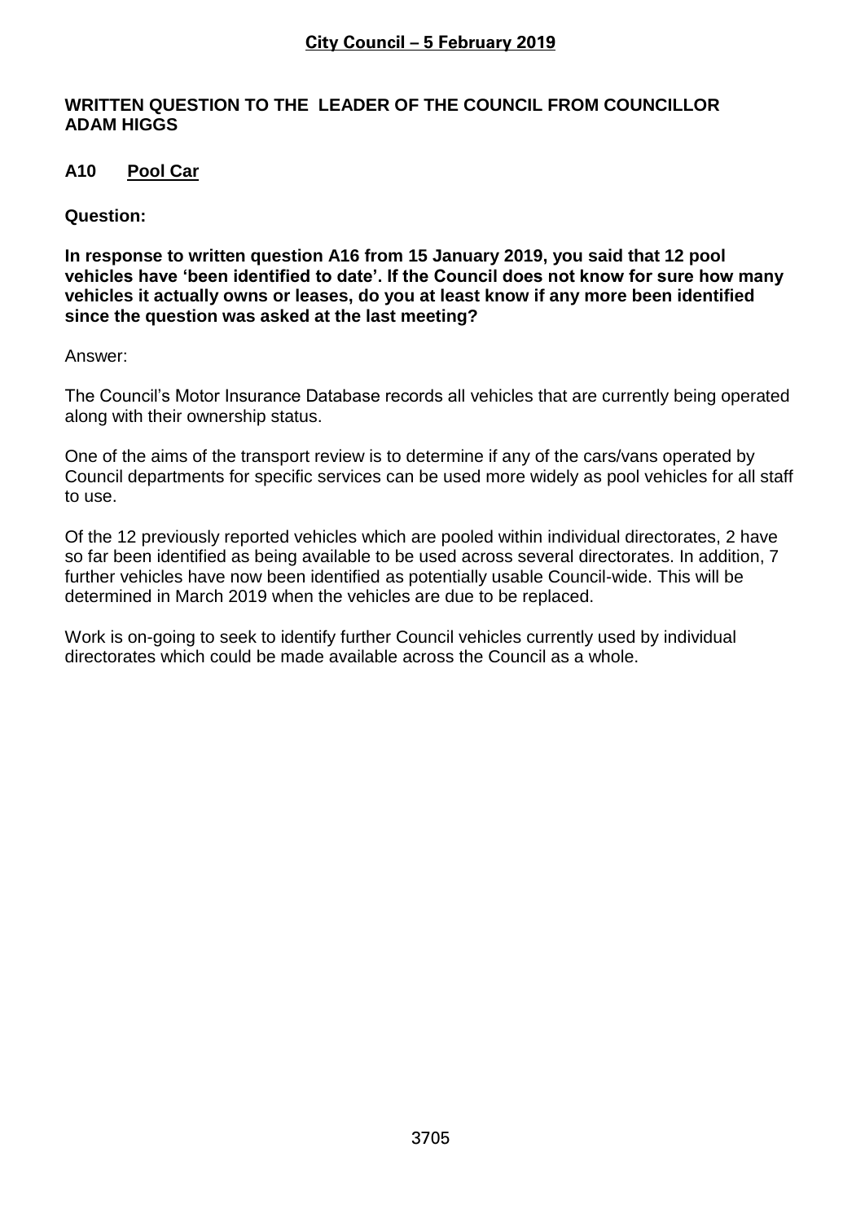## City Council – 5 February 2019

**WRITTEN QUESTION TO THE LEADER OF THE COUNCIL FROM COUNCILLOR ADAM HIGGS**

**A10 Pool Car**

**Question:**

**In response to written question A16 from 15 January 2019, you said that 12 pool vehicles have 'been identified to date'. If the Council does not know for sure how many vehicles it actually owns or leases, do you at least know if any more been identified since the question was asked at the last meeting?**

Answer:

The Council's Motor Insurance Database records all vehicles that are currently being operated along with their ownership status.

One of the aims of the transport review is to determine if any of the cars/vans operated by Council departments for specific services can be used more widely as pool vehicles for all staff to use.

Of the 12 previously reported vehicles which are pooled within individual directorates, 2 have so far been identified as being available to be used across several directorates. In addition, 7 further vehicles have now been identified as potentially usable Council-wide. This will be determined in March 2019 when the vehicles are due to be replaced.

Work is on-going to seek to identify further Council vehicles currently used by individual directorates which could be made available across the Council as a whole.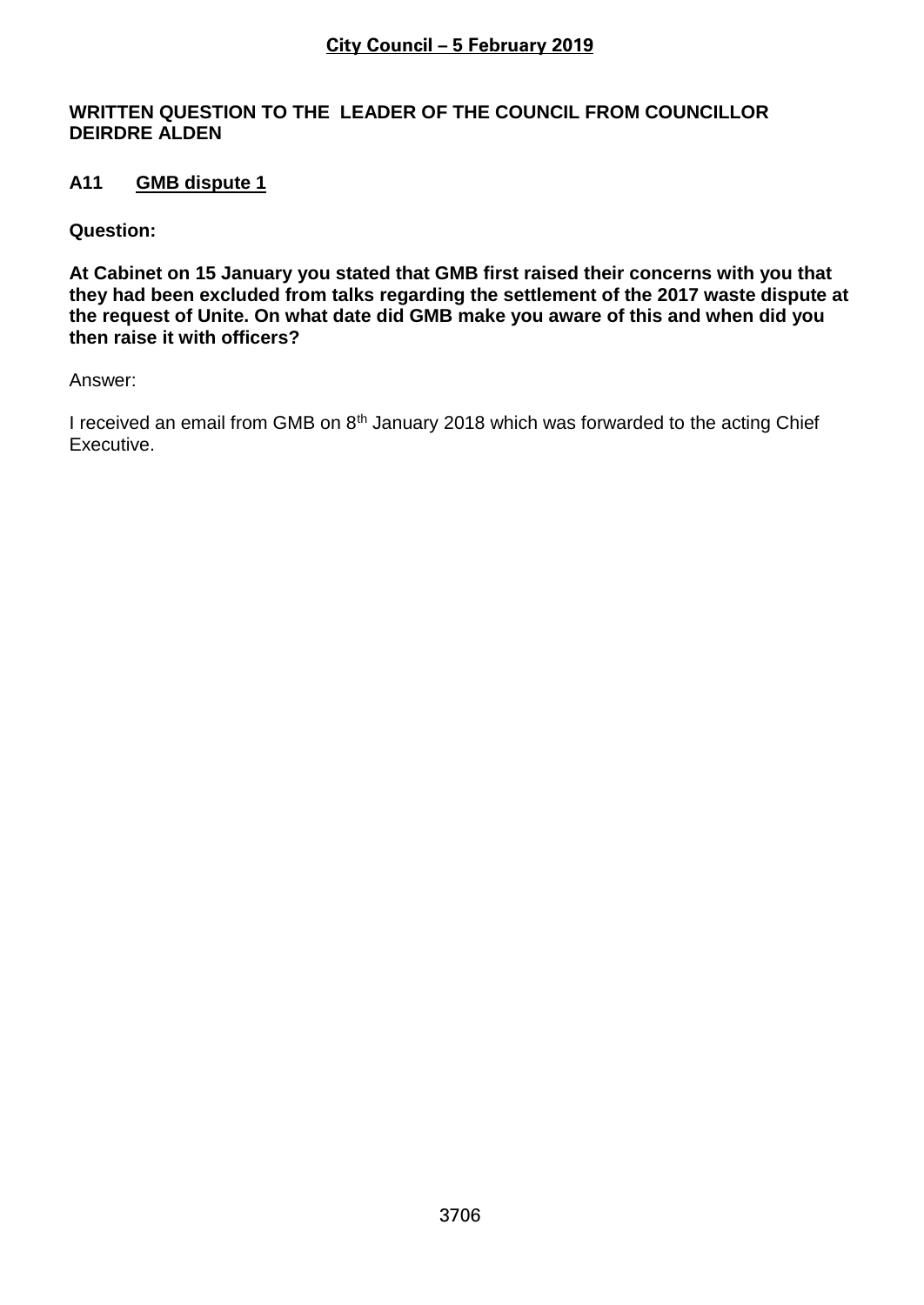**WRITTEN QUESTION TO THE LEADER OF THE COUNCIL FROM COUNCILLOR DEIRDRE ALDEN**

**A11 GMB dispute 1**

**Question:**

**At Cabinet on 15 January you stated that GMB first raised their concerns with you that they had been excluded from talks regarding the settlement of the 2017 waste dispute at the request of Unite. On what date did GMB make you aware of this and when did you then raise it with officers?**

Answer:

I received an email from GMB on 8th January 2018 which was forwarded to the acting Chief Executive.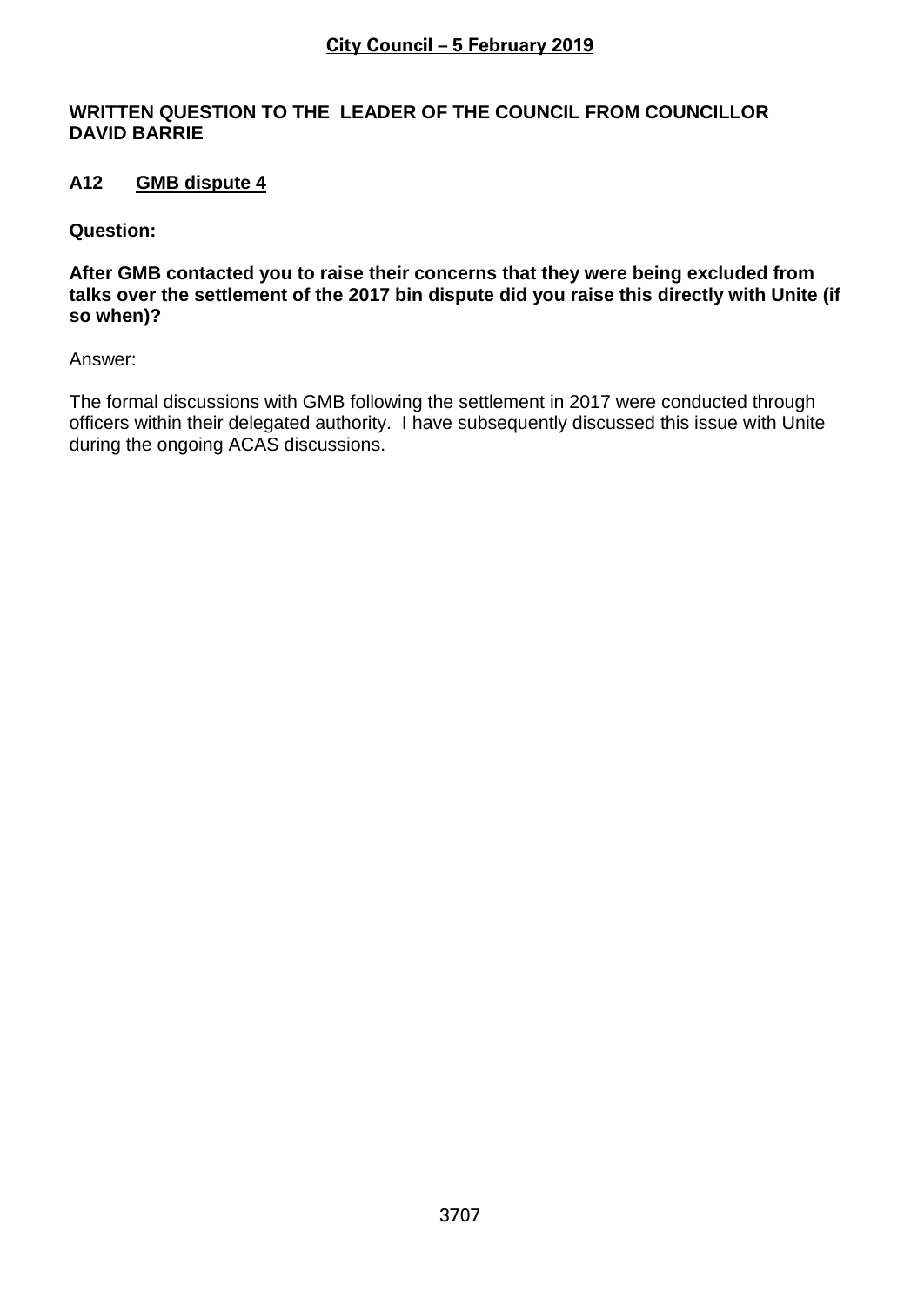**City Council – 5 February 2019**

**WRITTEN QUESTION TO THE LEADER OF THE COUNCIL FROM COUNCILLOR DAVID BARRIE**

**A12 GMB dispute 4**

**Question:**

**After GMB contacted you to raise their concerns that they were being excluded from talks over the settlement of the 2017 bin dispute did you raise this directly with Unite (if so when)?**

Answer:

The formal discussions with GMB following the settlement in 2017 were conducted through officers within their delegated authority. I have subsequently discussed this issue with Unite during the ongoing ACAS discussions.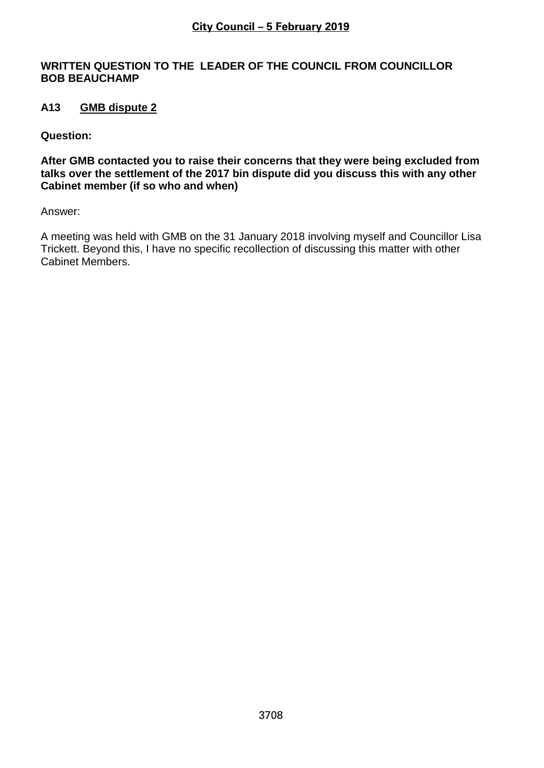**City Council – 5 February 2019**

**WRITTEN QUESTION TO THE LEADER OF THE COUNCIL FROM COUNCILLOR BOB BEAUCHAMP**

**A13 GMB dispute 2**

**Question:**

**After GMB contacted you to raise their concerns that they were being excluded from talks over the settlement of the 2017 bin dispute did you discuss this with any other Cabinet member (if so who and when)**

Answer:

A meeting was held with GMB on the 31 January 2018 involving myself and Councillor Lisa Trickett. Beyond this, I have no specific recollection of discussing this matter with other Cabinet Members.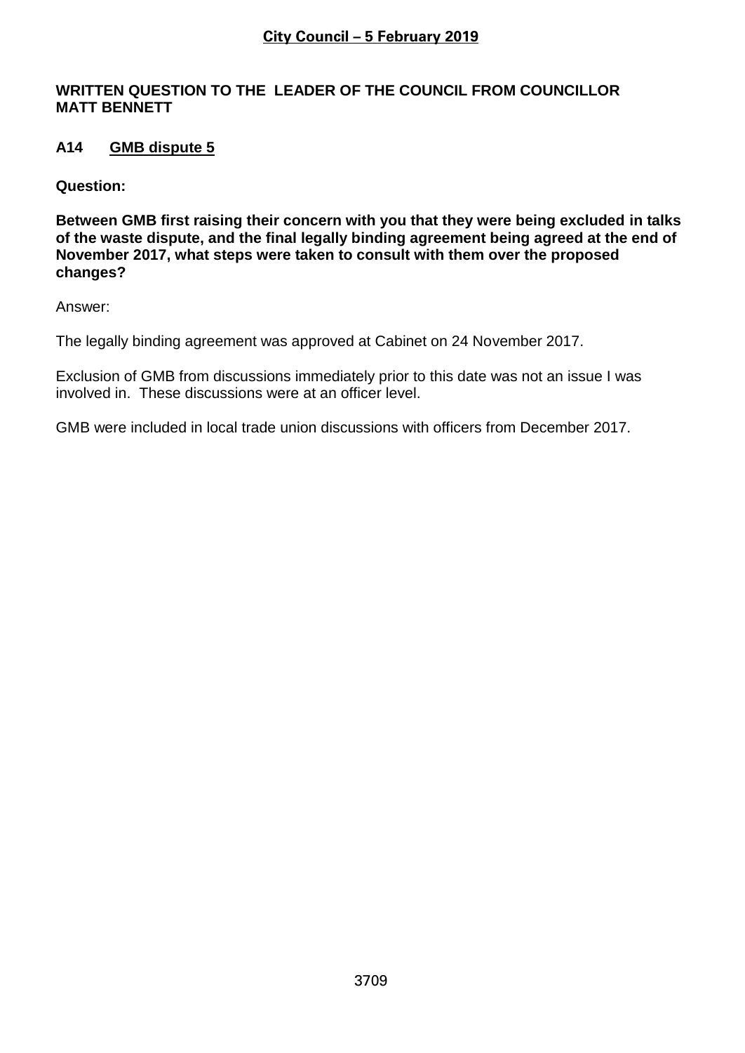**City Council – 5 February 2019**

**WRITTEN QUESTION TO THE LEADER OF THE COUNCIL FROM COUNCILLOR MATT BENNETT**

**A14 GMB dispute 5**

**Question:**

**Between GMB first raising their concern with you that they were being excluded in talks of the waste dispute, and the final legally binding agreement being agreed at the end of November 2017, what steps were taken to consult with them over the proposed changes?**

Answer:

The legally binding agreement was approved at Cabinet on 24 November 2017.

Exclusion of GMB from discussions immediately prior to this date was not an issue I was involved in. These discussions were at an officer level.

GMB were included in local trade union discussions with officers from December 2017.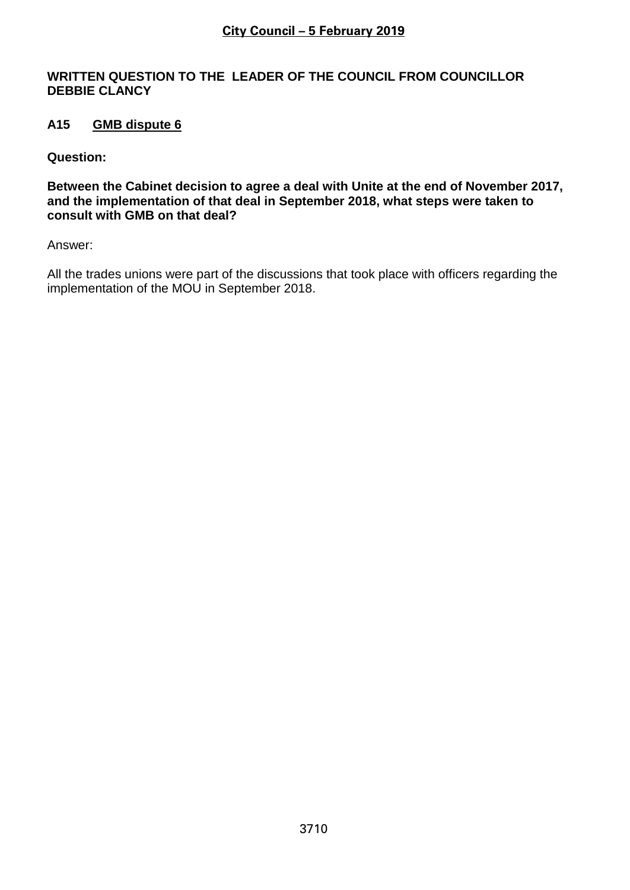**WRITTEN QUESTION TO THE LEADER OF THE COUNCIL FROM COUNCILLOR DEBBIE CLANCY**

**A15 GMB dispute 6**

**Question:**

**Between the Cabinet decision to agree a deal with Unite at the end of November 2017, and the implementation of that deal in September 2018, what steps were taken to consult with GMB on that deal?**

Answer:

All the trades unions were part of the discussions that took place with officers regarding the implementation of the MOU in September 2018.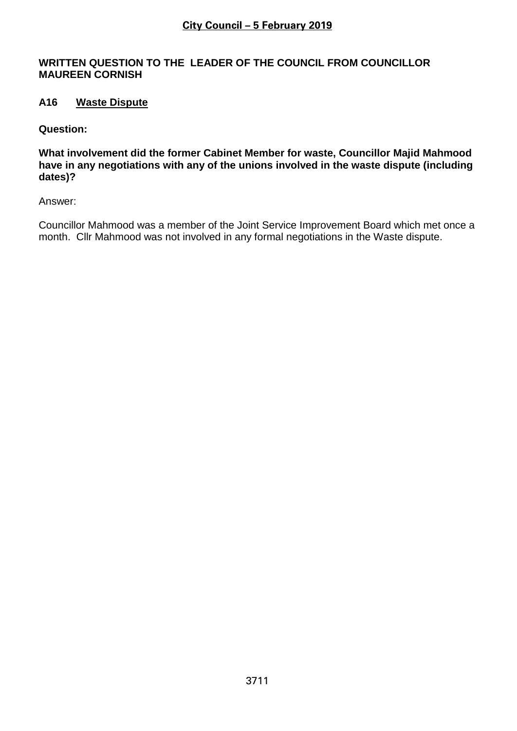## City Council – 5 February 2019

**WRITTEN QUESTION TO THE LEADER OF THE COUNCIL FROM COUNCILLOR MAUREEN CORNISH**

### A16 Waste Dispute

**Question:**

**What involvement did the former Cabinet Member for waste, Councillor Majid Mahmood have in any negotiations with any of the unions involved in the waste dispute (including dates)?**

Answer:

Councillor Mahmood was a member of the Joint Service Improvement Board which met once a month. Cllr Mahmood was not involved in any formal negotiations in the Waste dispute.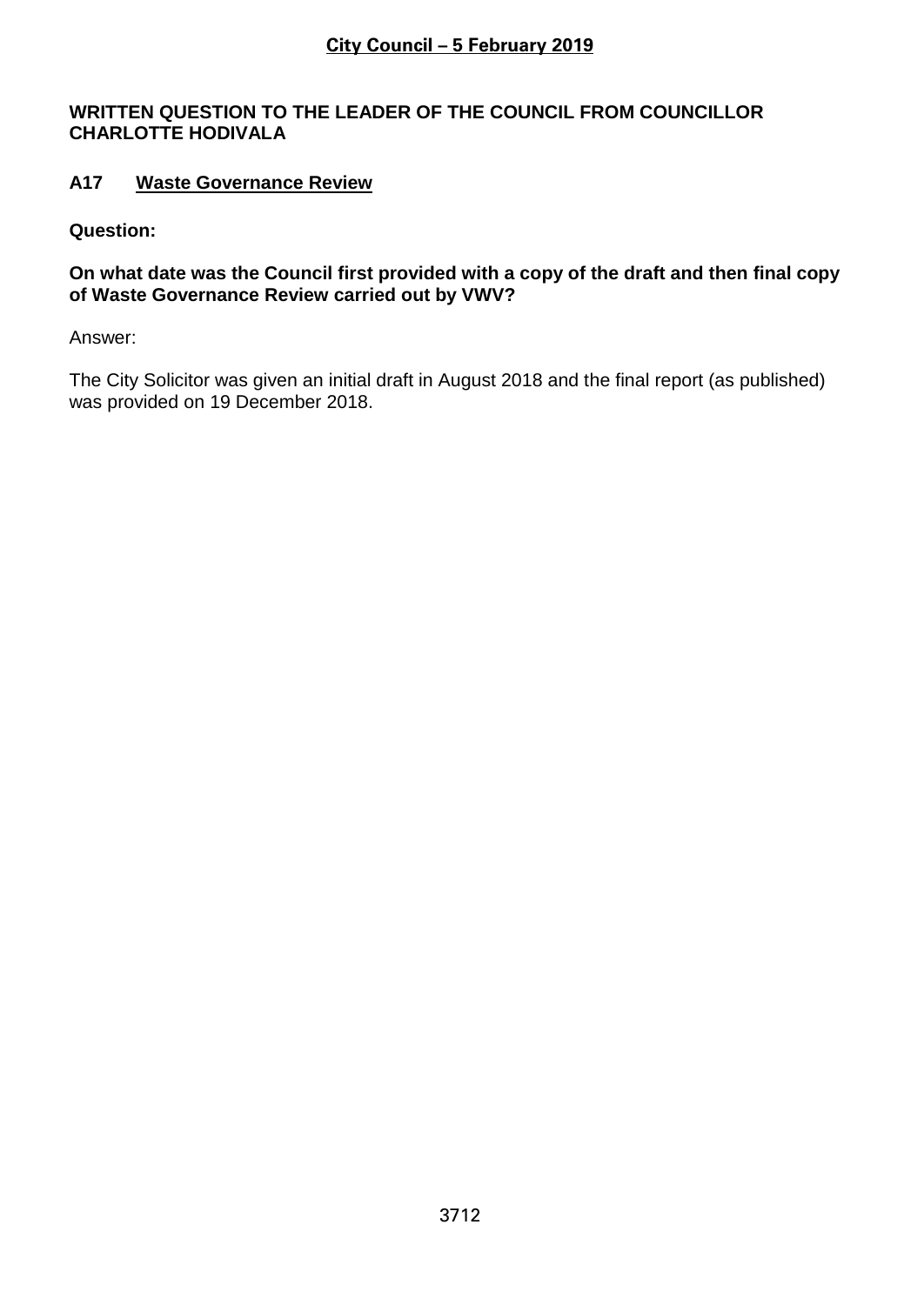# City Council – 5 February 2019

**WRITTEN QUESTION TO THE LEADER OF THE COUNCIL FROM COUNCILLOR CHARLOTTE HODIVALA**

## A17 Waste Governance Review

**Question:**

**On what date was the Council first provided with a copy of the draft and then final copy of Waste Governance Review carried out by VWV?**

Answer:

The City Solicitor was given an initial draft in August 2018 and the final report (as published) was provided on 19 December 2018.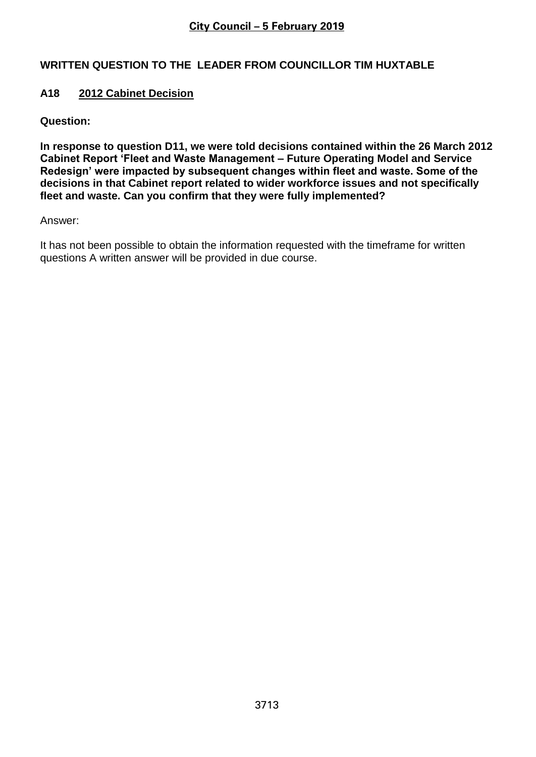**City Council – 5 February 2019**

## WRITTEN QUESTION TO THE LEADER FROM COUNCILLOR TIM HUXTABLE

### A18 2012 Cabinet Decision

**Question:**

**In response to question D11, we were told decisions contained within the 26 March 2012 Cabinet Report 'Fleet and Waste Management – Future Operating Model and Service Redesign' were impacted by subsequent changes within fleet and waste. Some of the decisions in that Cabinet report related to wider workforce issues and not specifically fleet and waste. Can you confirm that they were fully implemented?**

Answer:

It has not been possible to obtain the information requested with the timeframe for written questions A written answer will be provided in due course.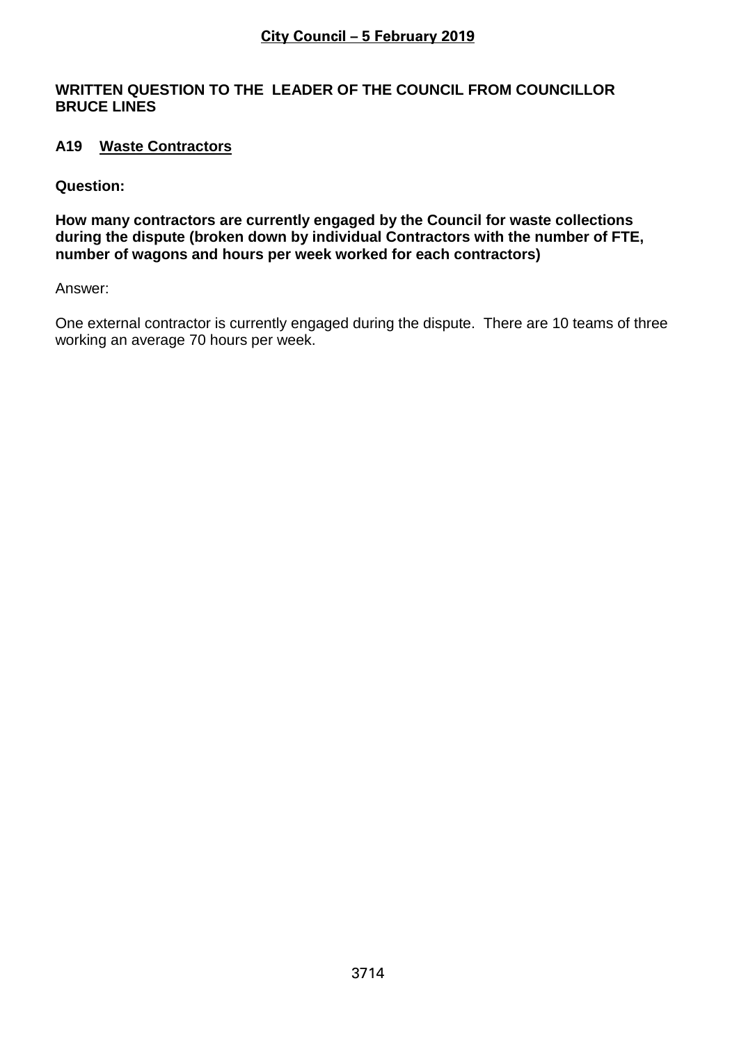## City Council – 5 February 2019

**WRITTEN QUESTION TO THE LEADER OF THE COUNCIL FROM COUNCILLOR BRUCE LINES**

### A19 Waste Contractors

**Question:**

**How many contractors are currently engaged by the Council for waste collections during the dispute (broken down by individual Contractors with the number of FTE, number of wagons and hours per week worked for each contractors)**

Answer:

One external contractor is currently engaged during the dispute. There are 10 teams of three working an average 70 hours per week.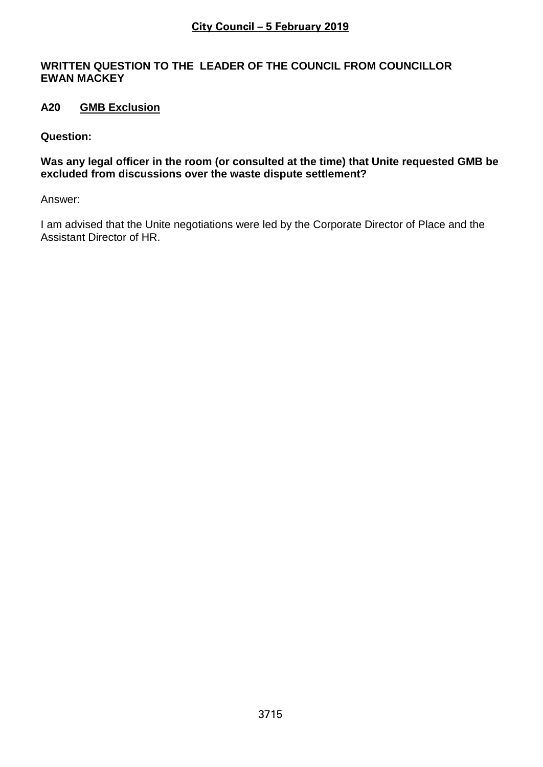**City Council – 5 February 2019**

**WRITTEN QUESTION TO THE LEADER OF THE COUNCIL FROM COUNCILLOR EWAN MACKEY**

**A20 GMB Exclusion**

**Question:**

**Was any legal officer in the room (or consulted at the time) that Unite requested GMB be excluded from discussions over the waste dispute settlement?**

Answer:

I am advised that the Unite negotiations were led by the Corporate Director of Place and the Assistant Director of HR.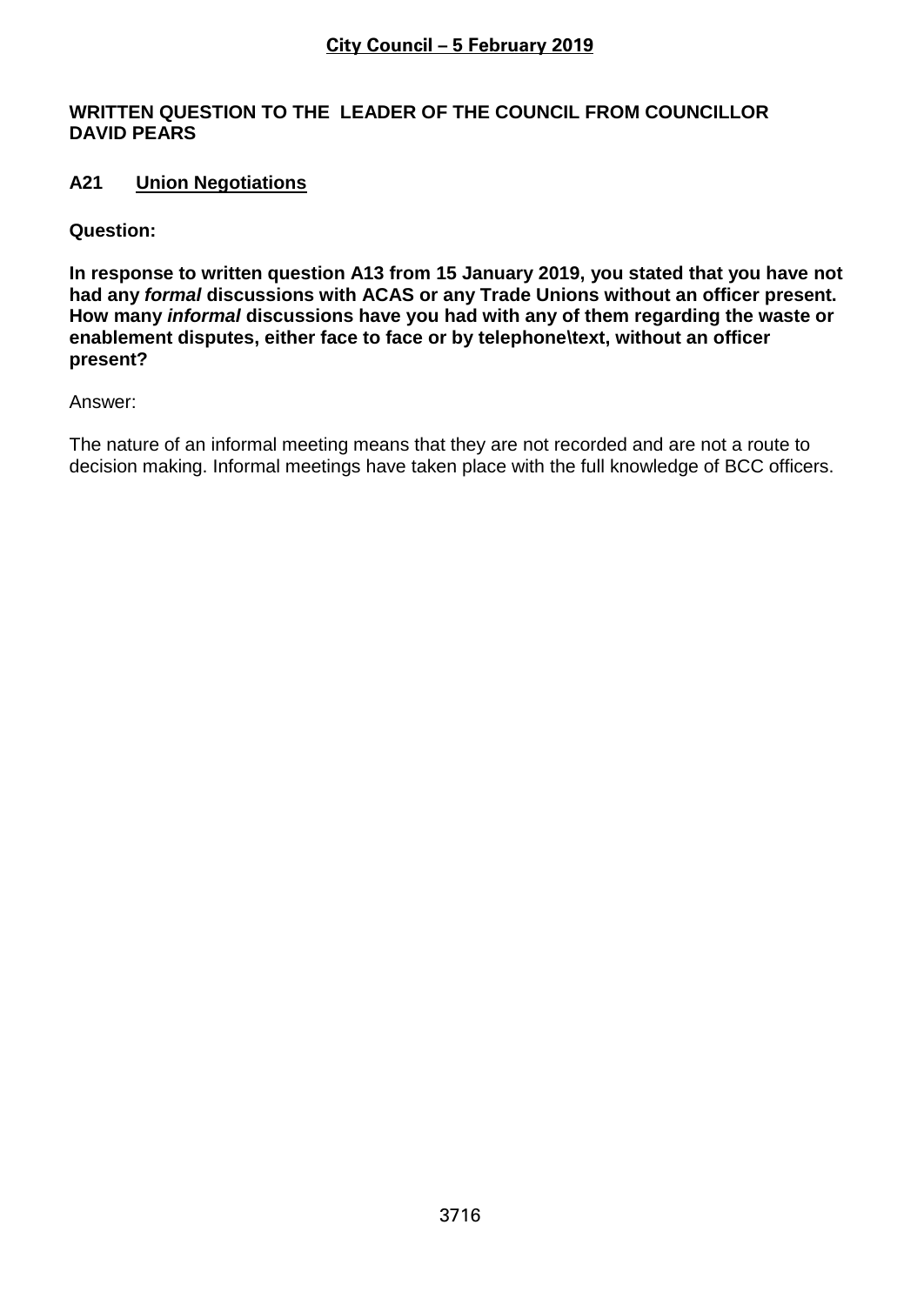**City Council – 5 February 2019**

**WRITTEN QUESTION TO THE LEADER OF THE COUNCIL FROM COUNCILLOR DAVID PEARS**

**A21 Union Negotiations**

**Question:**

**In response to written question A13 from 15 January 2019, you stated that you have not had any *formal* discussions with ACAS or any Trade Unions without an officer present. How many *informal* discussions have you had with any of them regarding the waste or enablement disputes, either face to face or by telephone\text, without an officer present?**

Answer:

The nature of an informal meeting means that they are not recorded and are not a route to decision making. Informal meetings have taken place with the full knowledge of BCC officers.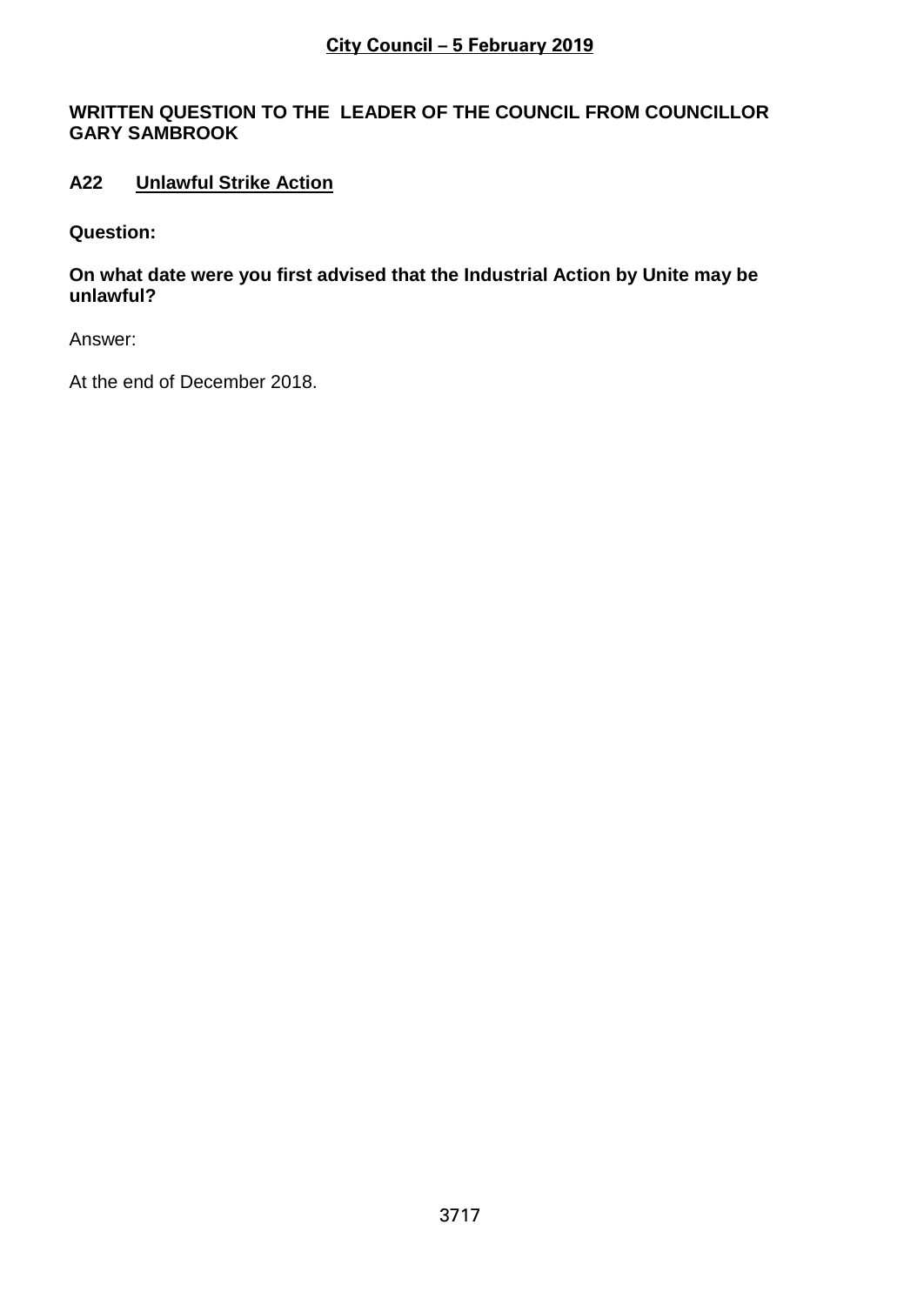**City Council – 5 February 2019**

**WRITTEN QUESTION TO THE LEADER OF THE COUNCIL FROM COUNCILLOR GARY SAMBROOK**

**A22 Unlawful Strike Action**

**Question:**

**On what date were you first advised that the Industrial Action by Unite may be unlawful?**

Answer:

At the end of December 2018.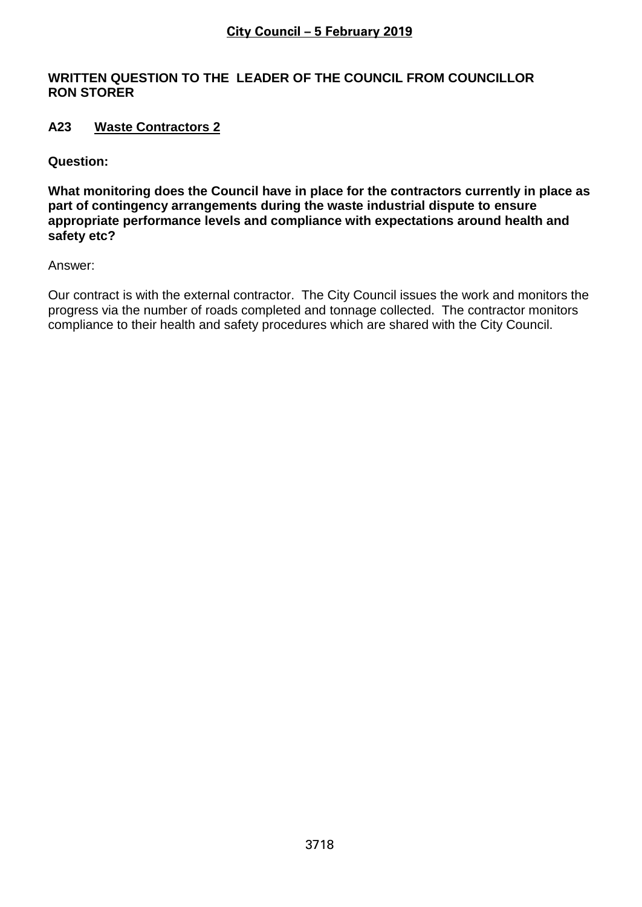## WRITTEN QUESTION TO THE LEADER OF THE COUNCIL FROM COUNCILLOR RON STORER

### A23 Waste Contractors 2

**Question:**

**What monitoring does the Council have in place for the contractors currently in place as part of contingency arrangements during the waste industrial dispute to ensure appropriate performance levels and compliance with expectations around health and safety etc?**

Answer:

Our contract is with the external contractor. The City Council issues the work and monitors the progress via the number of roads completed and tonnage collected. The contractor monitors compliance to their health and safety procedures which are shared with the City Council.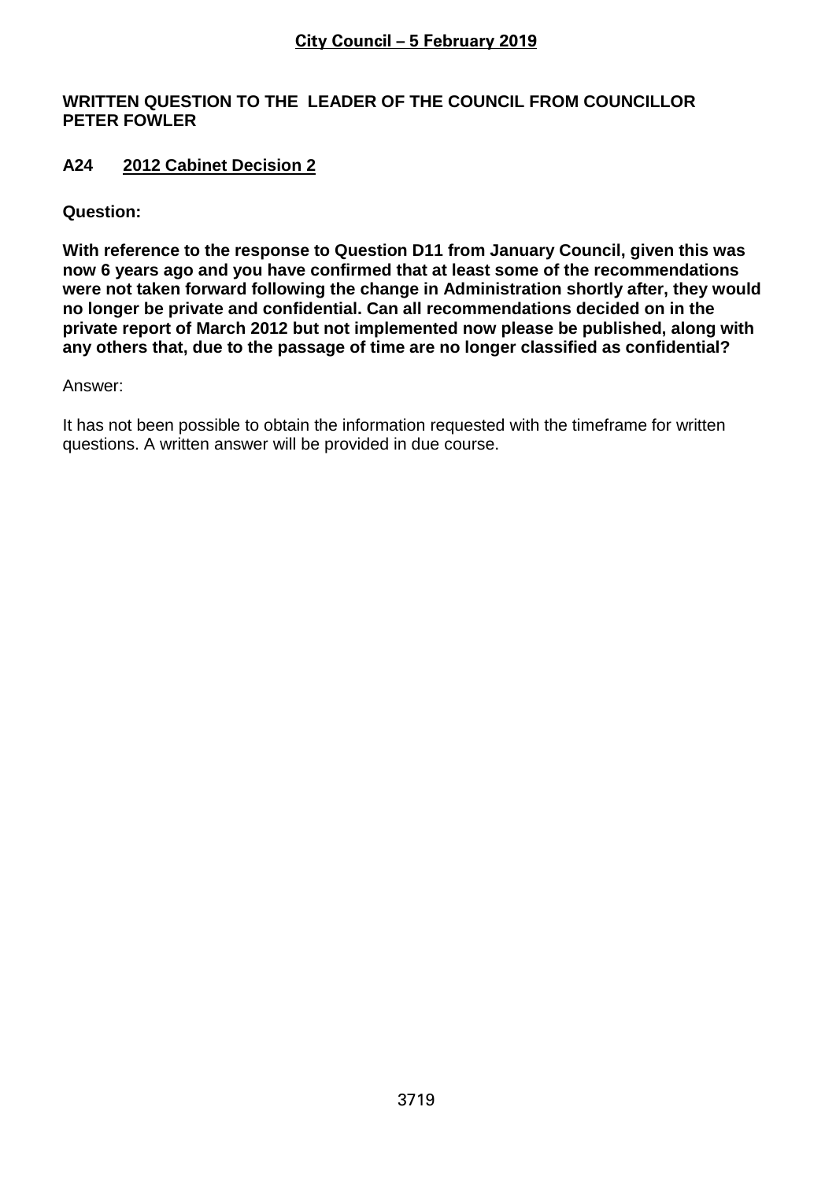**City Council – 5 February 2019**

**WRITTEN QUESTION TO THE LEADER OF THE COUNCIL FROM COUNCILLOR PETER FOWLER**

## A24 2012 Cabinet Decision 2

**Question:**

**With reference to the response to Question D11 from January Council, given this was now 6 years ago and you have confirmed that at least some of the recommendations were not taken forward following the change in Administration shortly after, they would no longer be private and confidential. Can all recommendations decided on in the private report of March 2012 but not implemented now please be published, along with any others that, due to the passage of time are no longer classified as confidential?**

Answer:

It has not been possible to obtain the information requested with the timeframe for written questions. A written answer will be provided in due course.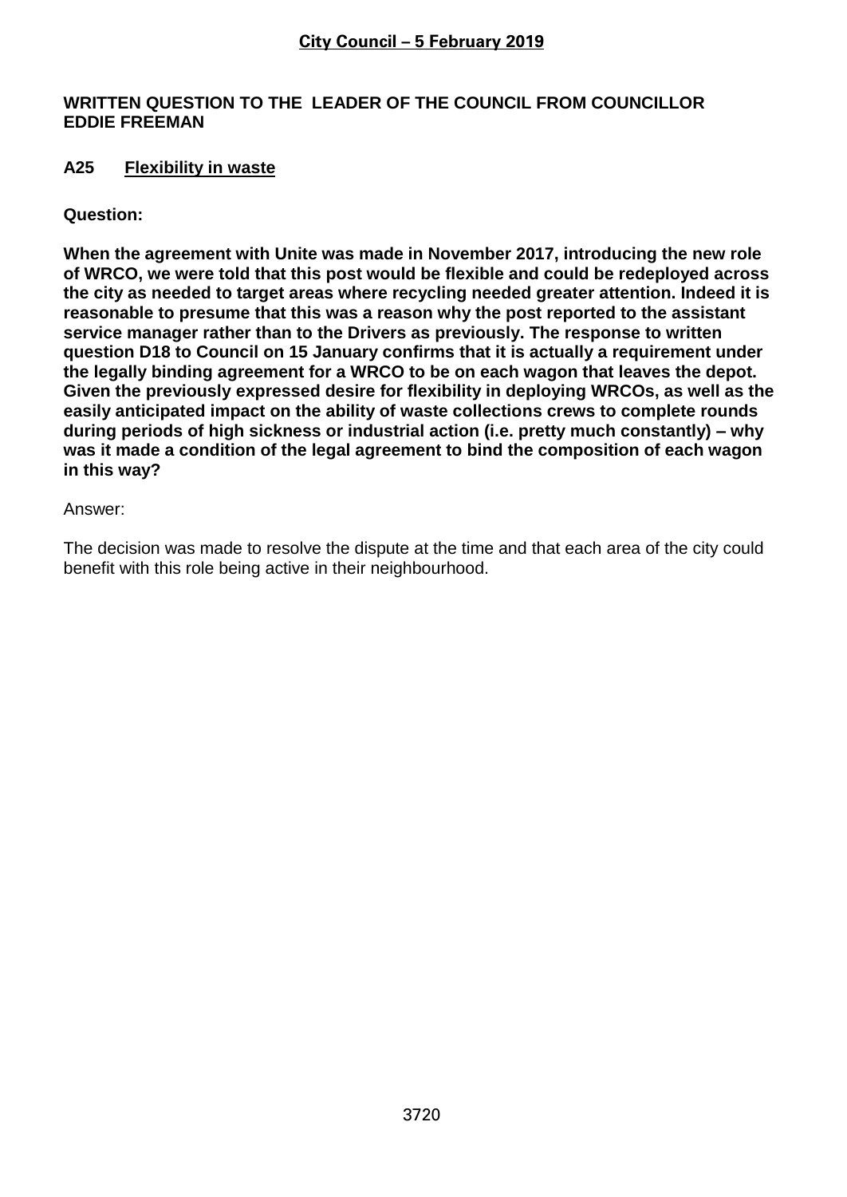## City Council – 5 February 2019

**WRITTEN QUESTION TO THE LEADER OF THE COUNCIL FROM COUNCILLOR EDDIE FREEMAN**

### A25 Flexibility in waste

**Question:**

**When the agreement with Unite was made in November 2017, introducing the new role of WRCO, we were told that this post would be flexible and could be redeployed across the city as needed to target areas where recycling needed greater attention. Indeed it is reasonable to presume that this was a reason why the post reported to the assistant service manager rather than to the Drivers as previously. The response to written question D18 to Council on 15 January confirms that it is actually a requirement under the legally binding agreement for a WRCO to be on each wagon that leaves the depot. Given the previously expressed desire for flexibility in deploying WRCOs, as well as the easily anticipated impact on the ability of waste collections crews to complete rounds during periods of high sickness or industrial action (i.e. pretty much constantly) – why was it made a condition of the legal agreement to bind the composition of each wagon in this way?**

Answer:

The decision was made to resolve the dispute at the time and that each area of the city could benefit with this role being active in their neighbourhood.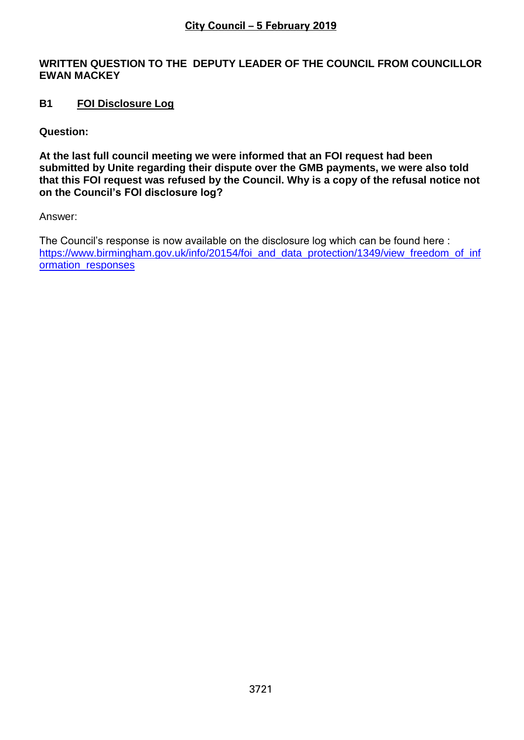## City Council – 5 February 2019

**WRITTEN QUESTION TO THE DEPUTY LEADER OF THE COUNCIL FROM COUNCILLOR EWAN MACKEY**

### B1 FOI Disclosure Log

**Question:**

**At the last full council meeting we were informed that an FOI request had been submitted by Unite regarding their dispute over the GMB payments, we were also told that this FOI request was refused by the Council. Why is a copy of the refusal notice not on the Council's FOI disclosure log?**

Answer:

The Council's response is now available on the disclosure log which can be found here : https://www.birmingham.gov.uk/info/20154/foi_and_data_protection/1349/view_freedom_of_information_responses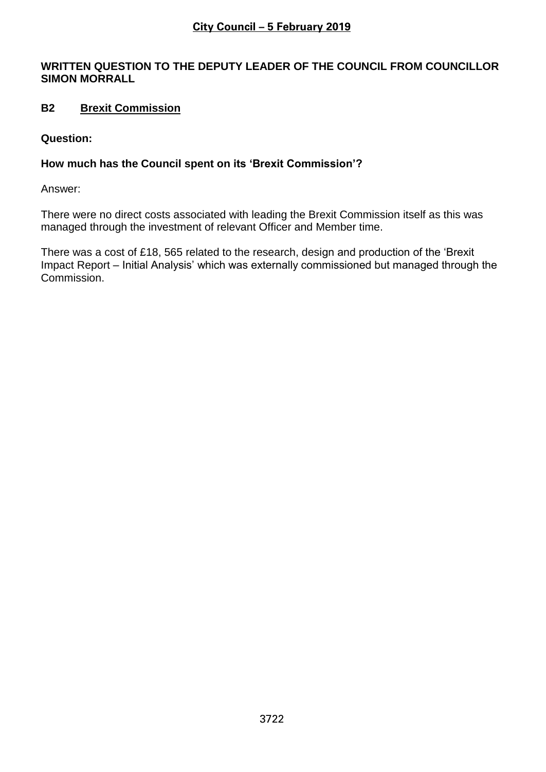## City Council – 5 February 2019

**WRITTEN QUESTION TO THE DEPUTY LEADER OF THE COUNCIL FROM COUNCILLOR SIMON MORRALL**

### B2 Brexit Commission

**Question:**

**How much has the Council spent on its 'Brexit Commission'?**

Answer:

There were no direct costs associated with leading the Brexit Commission itself as this was managed through the investment of relevant Officer and Member time.

There was a cost of £18, 565 related to the research, design and production of the 'Brexit Impact Report – Initial Analysis' which was externally commissioned but managed through the Commission.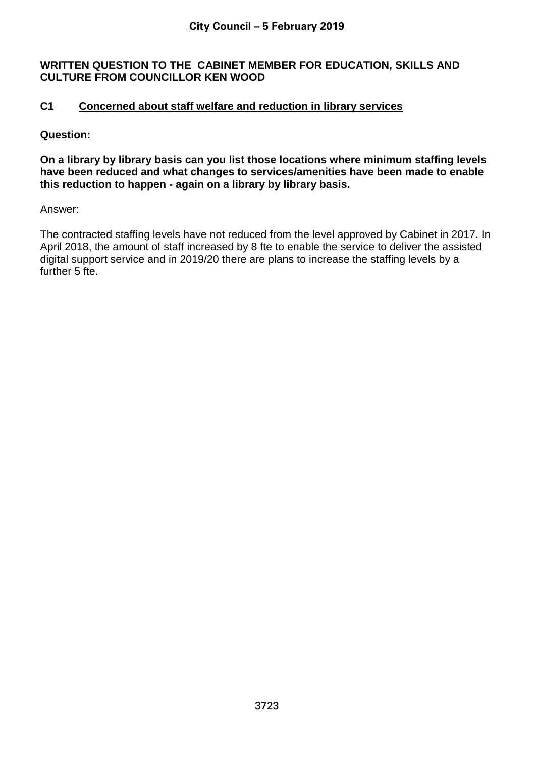## City Council – 5 February 2019

**WRITTEN QUESTION TO THE CABINET MEMBER FOR EDUCATION, SKILLS AND CULTURE FROM COUNCILLOR KEN WOOD**

### C1 Concerned about staff welfare and reduction in library services

**Question:**

**On a library by library basis can you list those locations where minimum staffing levels have been reduced and what changes to services/amenities have been made to enable this reduction to happen - again on a library by library basis.**

Answer:

The contracted staffing levels have not reduced from the level approved by Cabinet in 2017. In April 2018, the amount of staff increased by 8 fte to enable the service to deliver the assisted digital support service and in 2019/20 there are plans to increase the staffing levels by a further 5 fte.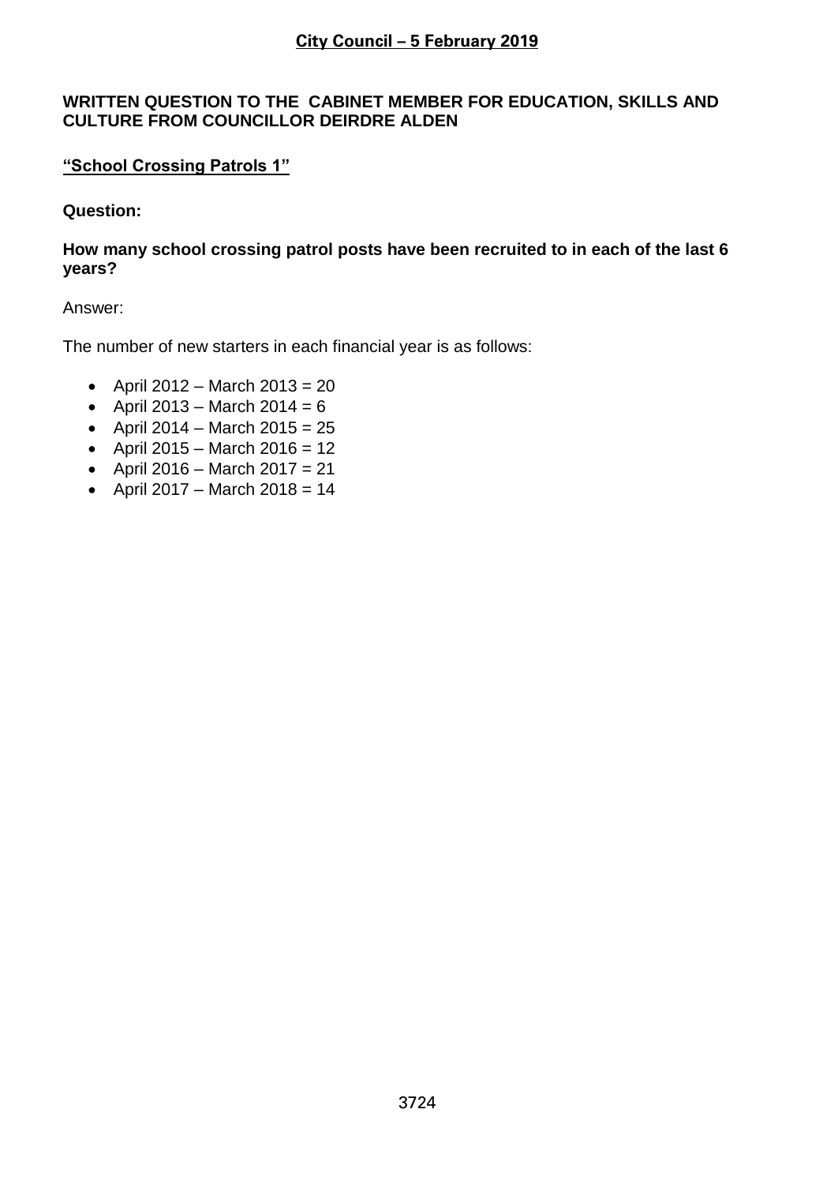**City Council – 5 February 2019**

**WRITTEN QUESTION TO THE CABINET MEMBER FOR EDUCATION, SKILLS AND CULTURE FROM COUNCILLOR DEIRDRE ALDEN**

**"School Crossing Patrols 1"**

**Question:**

**How many school crossing patrol posts have been recruited to in each of the last 6 years?**

Answer:

The number of new starters in each financial year is as follows:

- April 2012 – March 2013 = 20
- April 2013 – March 2014 = 6
- April 2014 – March 2015 = 25
- April 2015 – March 2016 = 12
- April 2016 – March 2017 = 21
- April 2017 – March 2018 = 14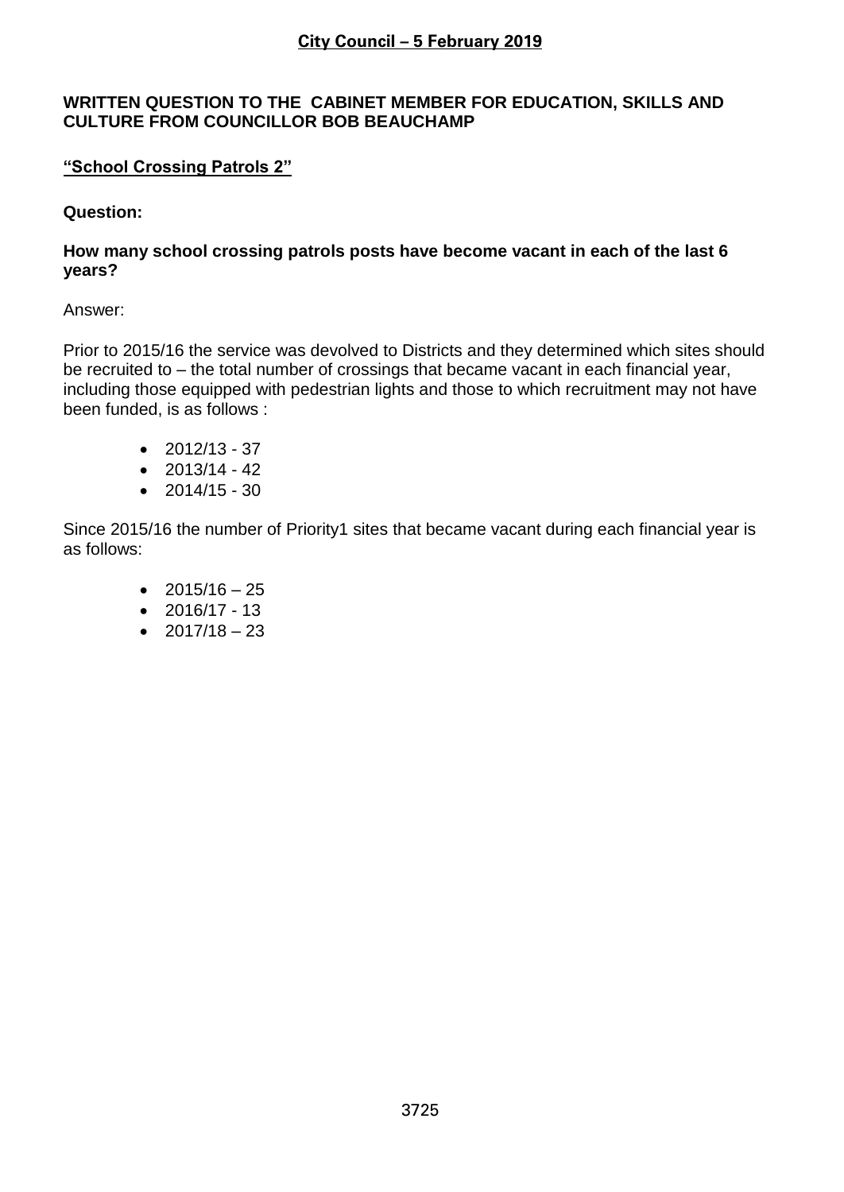**City Council – 5 February 2019**

**WRITTEN QUESTION TO THE CABINET MEMBER FOR EDUCATION, SKILLS AND CULTURE FROM COUNCILLOR BOB BEAUCHAMP**

**"School Crossing Patrols 2"**

**Question:**

**How many school crossing patrols posts have become vacant in each of the last 6 years?**

Answer:

Prior to 2015/16 the service was devolved to Districts and they determined which sites should be recruited to – the total number of crossings that became vacant in each financial year, including those equipped with pedestrian lights and those to which recruitment may not have been funded, is as follows :

- 2012/13 - 37
- 2013/14 - 42
- 2014/15 - 30

Since 2015/16 the number of Priority1 sites that became vacant during each financial year is as follows:

- 2015/16 – 25
- 2016/17 - 13
- 2017/18 – 23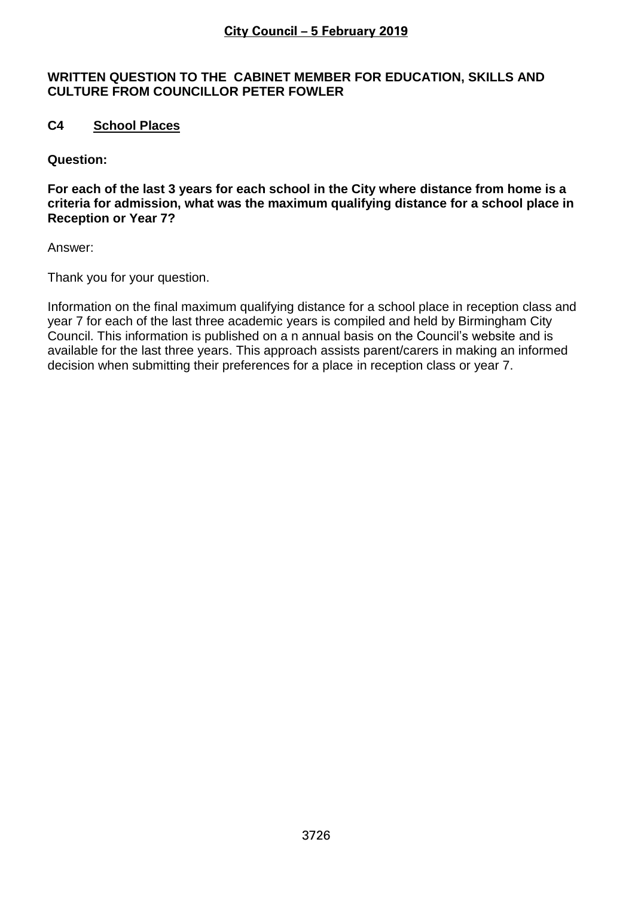**City Council – 5 February 2019**

**WRITTEN QUESTION TO THE CABINET MEMBER FOR EDUCATION, SKILLS AND CULTURE FROM COUNCILLOR PETER FOWLER**

**C4 School Places**

**Question:**

**For each of the last 3 years for each school in the City where distance from home is a criteria for admission, what was the maximum qualifying distance for a school place in Reception or Year 7?**

Answer:

Thank you for your question.

Information on the final maximum qualifying distance for a school place in reception class and year 7 for each of the last three academic years is compiled and held by Birmingham City Council. This information is published on a n annual basis on the Council's website and is available for the last three years. This approach assists parent/carers in making an informed decision when submitting their preferences for a place in reception class or year 7.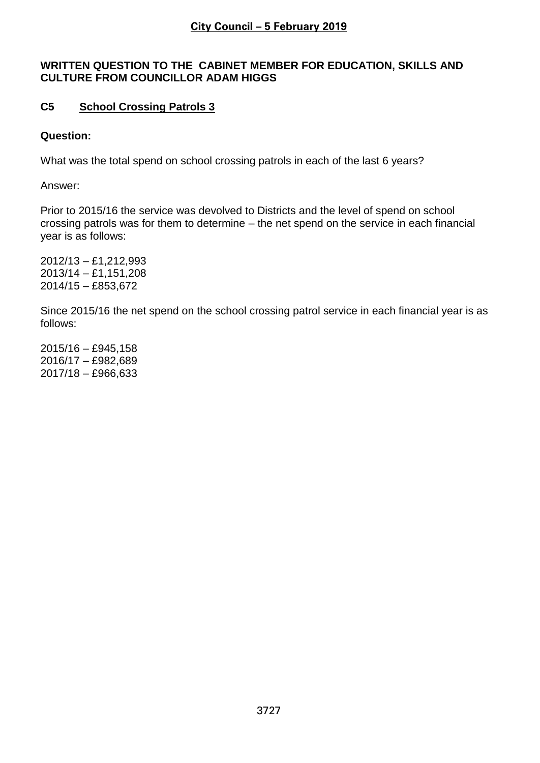**City Council – 5 February 2019**

**WRITTEN QUESTION TO THE CABINET MEMBER FOR EDUCATION, SKILLS AND CULTURE FROM COUNCILLOR ADAM HIGGS**

**C5 <u>School Crossing Patrols 3</u>**

**Question:**

What was the total spend on school crossing patrols in each of the last 6 years?

Answer:

Prior to 2015/16 the service was devolved to Districts and the level of spend on school crossing patrols was for them to determine – the net spend on the service in each financial year is as follows:

2012/13 – £1,212,993
2013/14 – £1,151,208
2014/15 – £853,672

Since 2015/16 the net spend on the school crossing patrol service in each financial year is as follows:

2015/16 – £945,158
2016/17 – £982,689
2017/18 – £966,633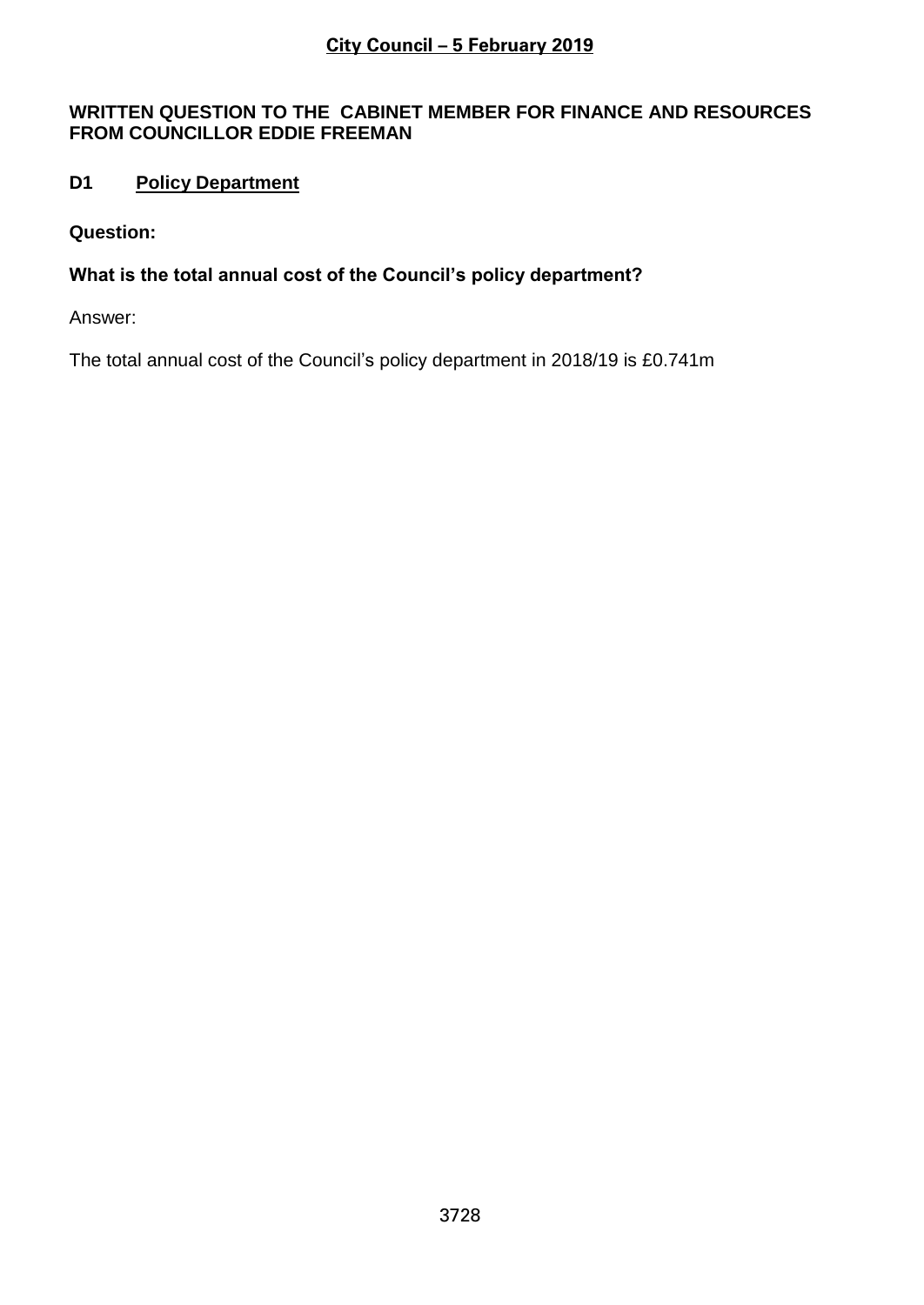**City Council – 5 February 2019**

**WRITTEN QUESTION TO THE CABINET MEMBER FOR FINANCE AND RESOURCES FROM COUNCILLOR EDDIE FREEMAN**

## D1 Policy Department

**Question:**

**What is the total annual cost of the Council's policy department?**

Answer:

The total annual cost of the Council's policy department in 2018/19 is £0.741m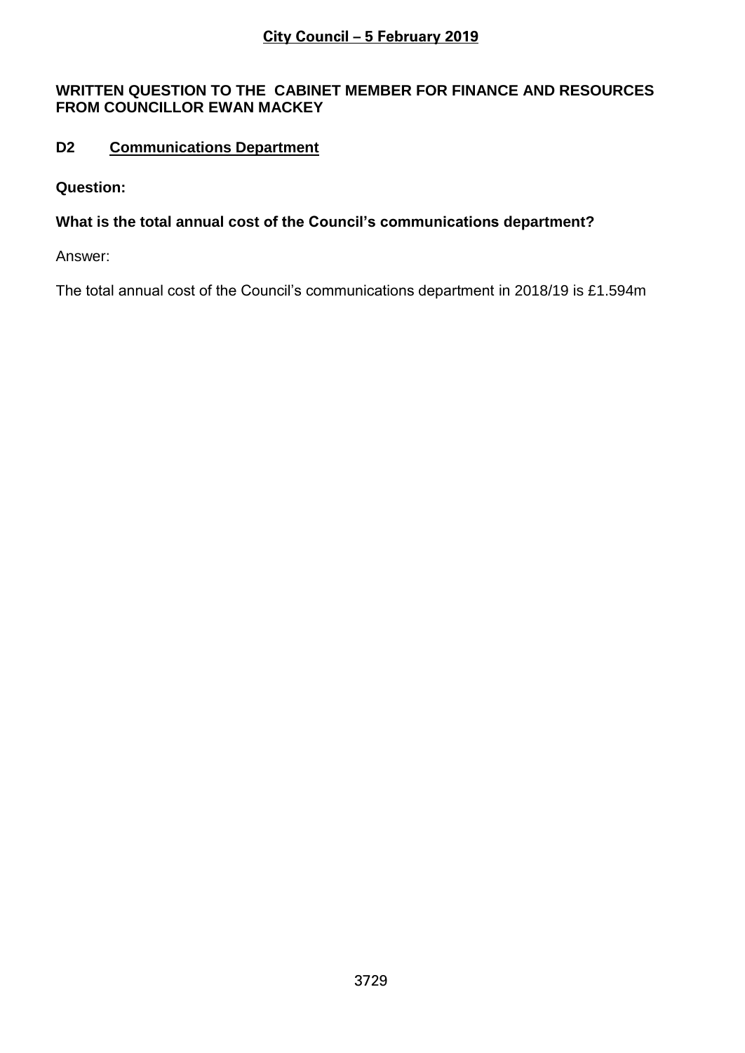**City Council – 5 February 2019**

**WRITTEN QUESTION TO THE CABINET MEMBER FOR FINANCE AND RESOURCES FROM COUNCILLOR EWAN MACKEY**

## D2 Communications Department

**Question:**

**What is the total annual cost of the Council's communications department?**

Answer:

The total annual cost of the Council's communications department in 2018/19 is £1.594m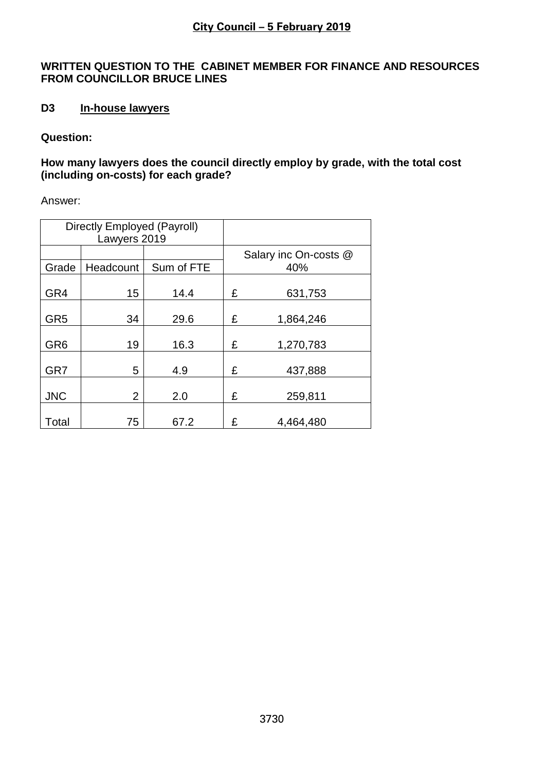**City Council – 5 February 2019**

**WRITTEN QUESTION TO THE CABINET MEMBER FOR FINANCE AND RESOURCES FROM COUNCILLOR BRUCE LINES**

**D3 In-house lawyers**

**Question:**

**How many lawyers does the council directly employ by grade, with the total cost (including on-costs) for each grade?**

Answer:

| Directly Employed (Payroll) Lawyers 2019 | | | |
|---|---|---|---|
| Grade | Headcount | Sum of FTE | Salary inc On-costs @ 40% |
| GR4 | 15 | 14.4 | £ 631,753 |
| GR5 | 34 | 29.6 | £ 1,864,246 |
| GR6 | 19 | 16.3 | £ 1,270,783 |
| GR7 | 5 | 4.9 | £ 437,888 |
| JNC | 2 | 2.0 | £ 259,811 |
| Total | 75 | 67.2 | £ 4,464,480 |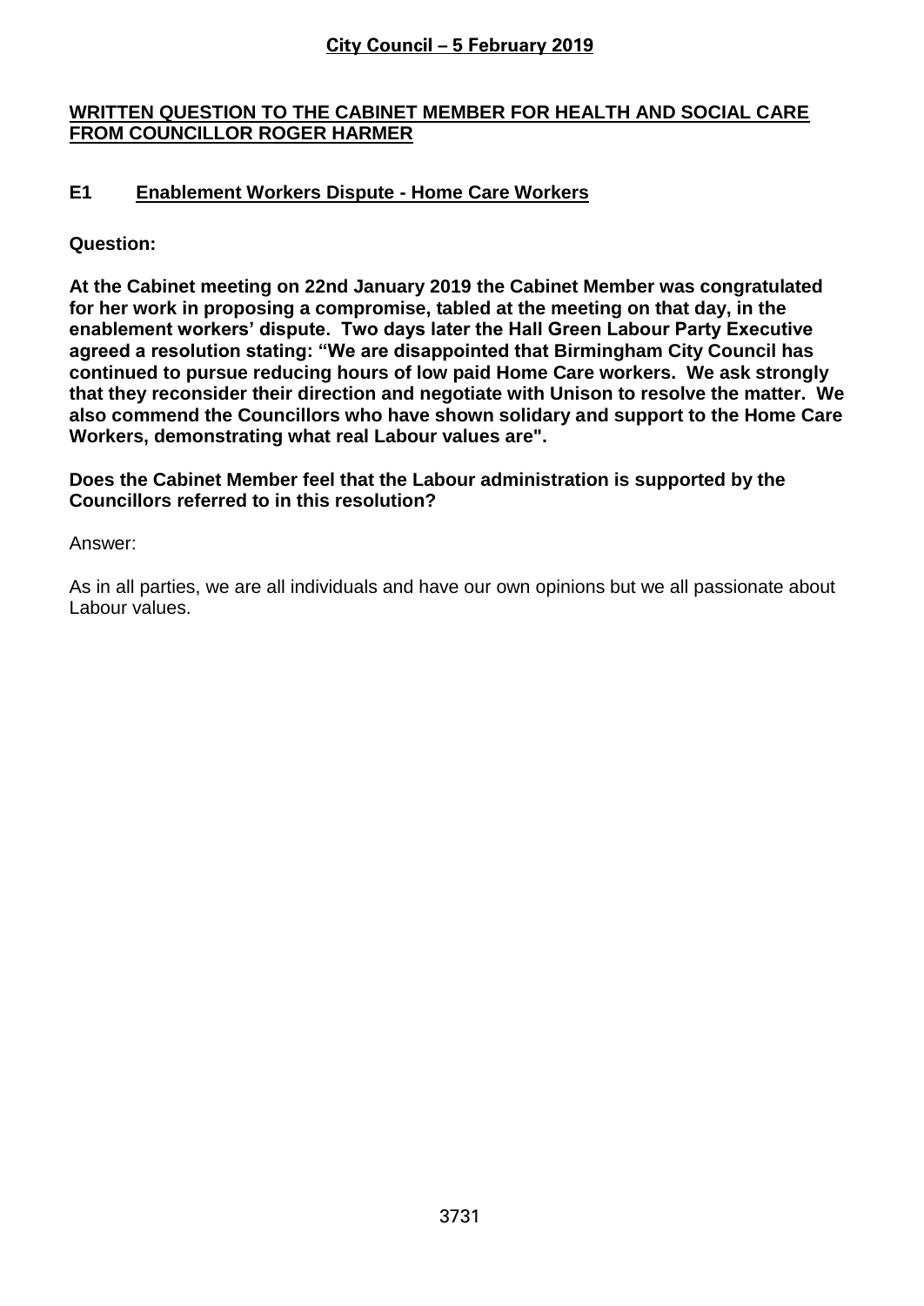**City Council – 5 February 2019**

**WRITTEN QUESTION TO THE CABINET MEMBER FOR HEALTH AND SOCIAL CARE FROM COUNCILLOR ROGER HARMER**

## E1 Enablement Workers Dispute - Home Care Workers

**Question:**

**At the Cabinet meeting on 22nd January 2019 the Cabinet Member was congratulated for her work in proposing a compromise, tabled at the meeting on that day, in the enablement workers' dispute. Two days later the Hall Green Labour Party Executive agreed a resolution stating: "We are disappointed that Birmingham City Council has continued to pursue reducing hours of low paid Home Care workers. We ask strongly that they reconsider their direction and negotiate with Unison to resolve the matter. We also commend the Councillors who have shown solidary and support to the Home Care Workers, demonstrating what real Labour values are".**

**Does the Cabinet Member feel that the Labour administration is supported by the Councillors referred to in this resolution?**

Answer:

As in all parties, we are all individuals and have our own opinions but we all passionate about Labour values.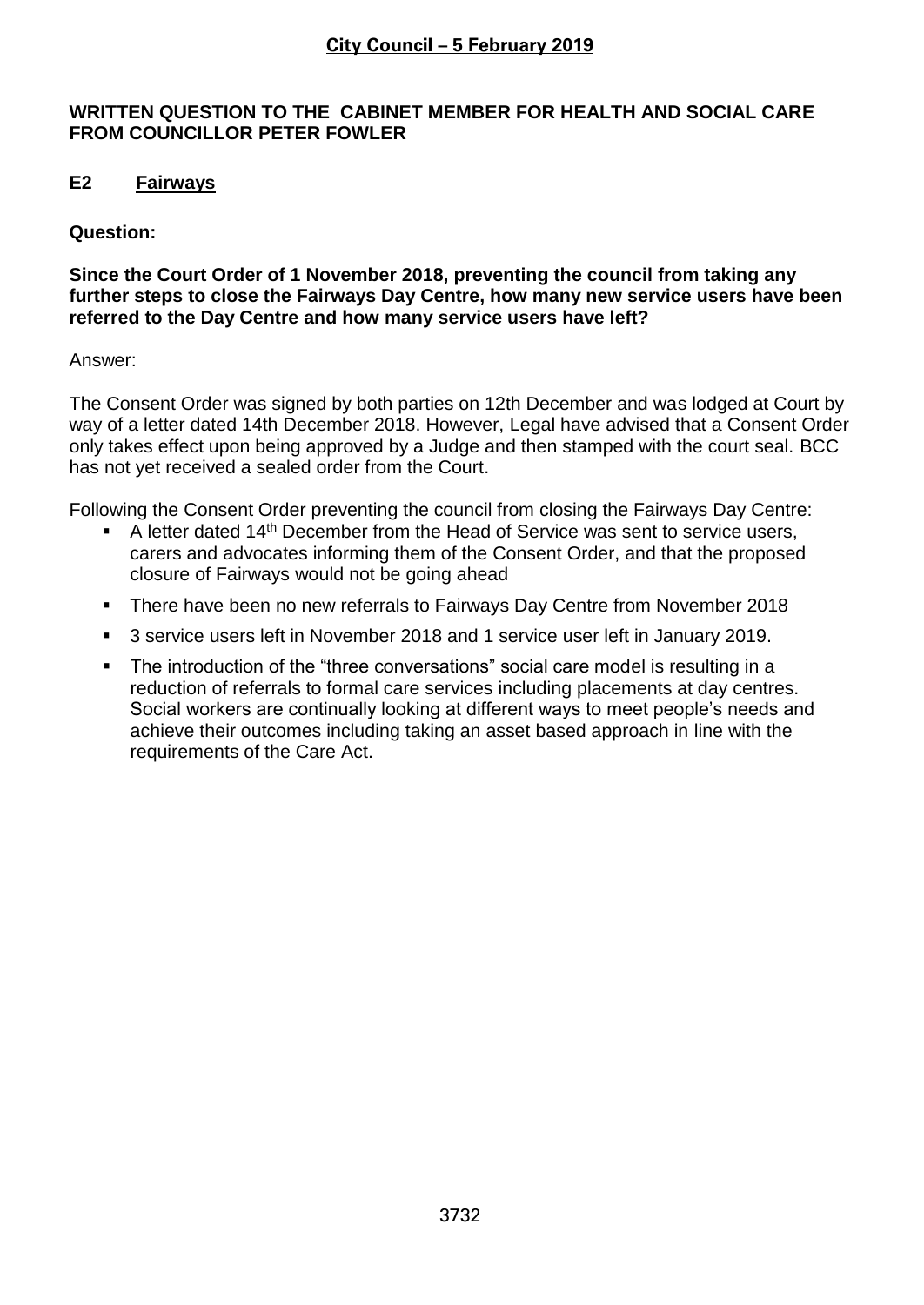**City Council – 5 February 2019**

**WRITTEN QUESTION TO THE CABINET MEMBER FOR HEALTH AND SOCIAL CARE FROM COUNCILLOR PETER FOWLER**

**E2 Fairways**

**Question:**

**Since the Court Order of 1 November 2018, preventing the council from taking any further steps to close the Fairways Day Centre, how many new service users have been referred to the Day Centre and how many service users have left?**

Answer:

The Consent Order was signed by both parties on 12th December and was lodged at Court by way of a letter dated 14th December 2018. However, Legal have advised that a Consent Order only takes effect upon being approved by a Judge and then stamped with the court seal. BCC has not yet received a sealed order from the Court.

Following the Consent Order preventing the council from closing the Fairways Day Centre:

- A letter dated 14th December from the Head of Service was sent to service users, carers and advocates informing them of the Consent Order, and that the proposed closure of Fairways would not be going ahead
- There have been no new referrals to Fairways Day Centre from November 2018
- 3 service users left in November 2018 and 1 service user left in January 2019.
- The introduction of the "three conversations" social care model is resulting in a reduction of referrals to formal care services including placements at day centres. Social workers are continually looking at different ways to meet people's needs and achieve their outcomes including taking an asset based approach in line with the requirements of the Care Act.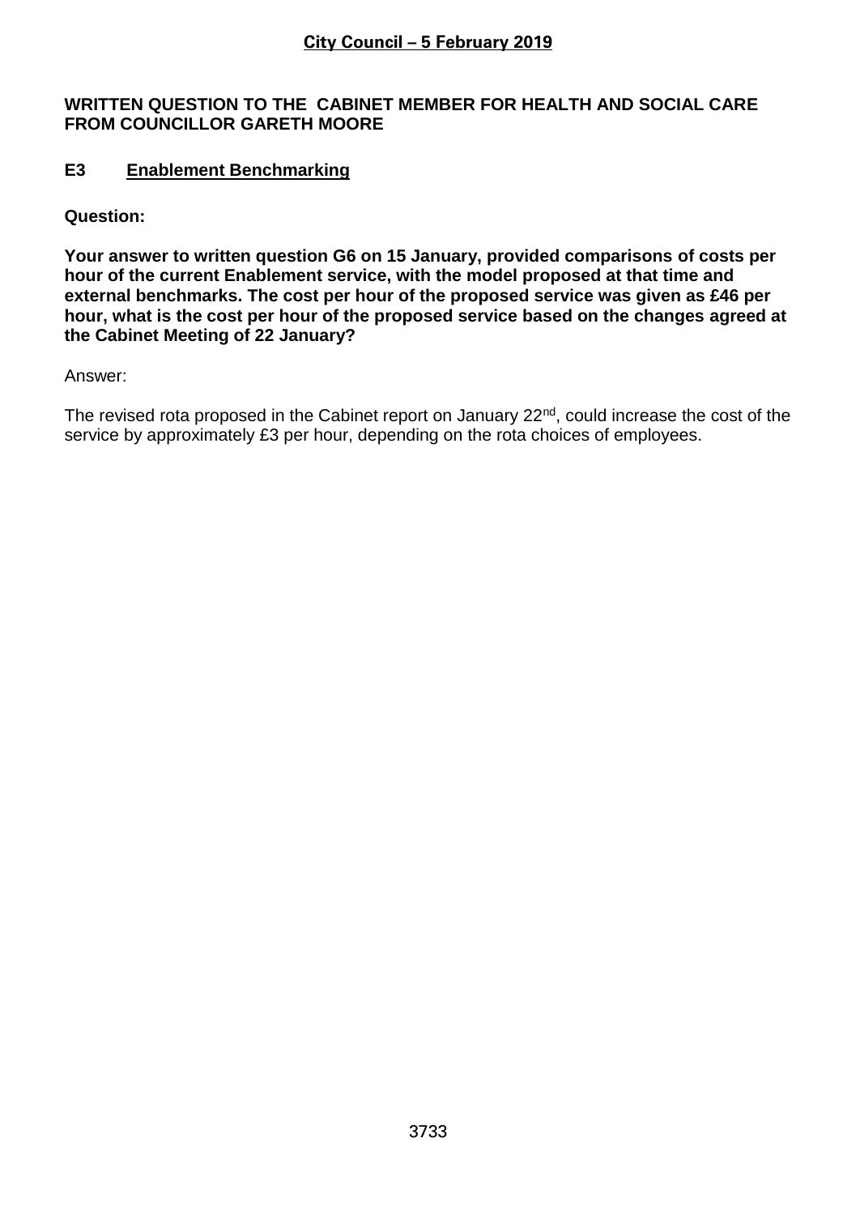## City Council – 5 February 2019

**WRITTEN QUESTION TO THE CABINET MEMBER FOR HEALTH AND SOCIAL CARE FROM COUNCILLOR GARETH MOORE**

### E3 Enablement Benchmarking

**Question:**

**Your answer to written question G6 on 15 January, provided comparisons of costs per hour of the current Enablement service, with the model proposed at that time and external benchmarks. The cost per hour of the proposed service was given as £46 per hour, what is the cost per hour of the proposed service based on the changes agreed at the Cabinet Meeting of 22 January?**

Answer:

The revised rota proposed in the Cabinet report on January 22nd, could increase the cost of the service by approximately £3 per hour, depending on the rota choices of employees.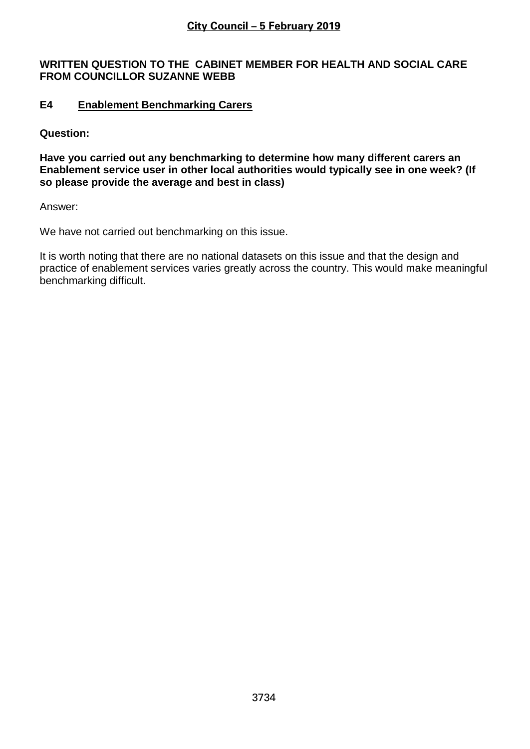**City Council – 5 February 2019**

**WRITTEN QUESTION TO THE CABINET MEMBER FOR HEALTH AND SOCIAL CARE FROM COUNCILLOR SUZANNE WEBB**

## E4 Enablement Benchmarking Carers

**Question:**

**Have you carried out any benchmarking to determine how many different carers an Enablement service user in other local authorities would typically see in one week? (If so please provide the average and best in class)**

Answer:

We have not carried out benchmarking on this issue.

It is worth noting that there are no national datasets on this issue and that the design and practice of enablement services varies greatly across the country. This would make meaningful benchmarking difficult.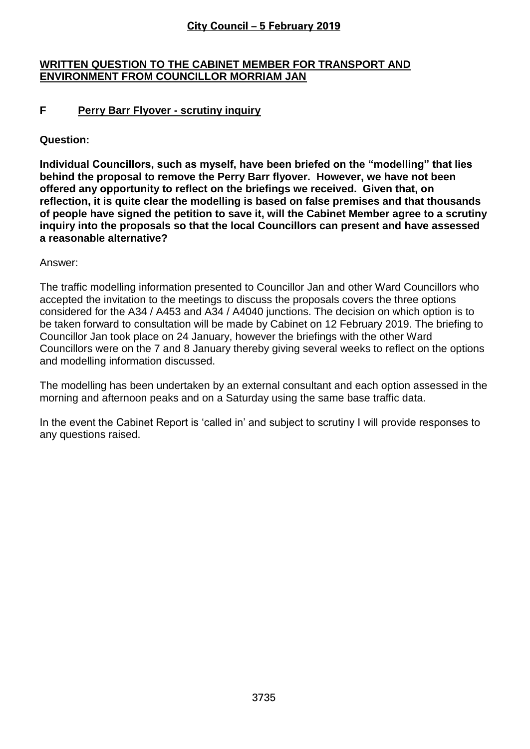**City Council – 5 February 2019**

**WRITTEN QUESTION TO THE CABINET MEMBER FOR TRANSPORT AND ENVIRONMENT FROM COUNCILLOR MORRIAM JAN**

## F Perry Barr Flyover - scrutiny inquiry

**Question:**

**Individual Councillors, such as myself, have been briefed on the "modelling" that lies behind the proposal to remove the Perry Barr flyover. However, we have not been offered any opportunity to reflect on the briefings we received. Given that, on reflection, it is quite clear the modelling is based on false premises and that thousands of people have signed the petition to save it, will the Cabinet Member agree to a scrutiny inquiry into the proposals so that the local Councillors can present and have assessed a reasonable alternative?**

Answer:

The traffic modelling information presented to Councillor Jan and other Ward Councillors who accepted the invitation to the meetings to discuss the proposals covers the three options considered for the A34 / A453 and A34 / A4040 junctions. The decision on which option is to be taken forward to consultation will be made by Cabinet on 12 February 2019. The briefing to Councillor Jan took place on 24 January, however the briefings with the other Ward Councillors were on the 7 and 8 January thereby giving several weeks to reflect on the options and modelling information discussed.

The modelling has been undertaken by an external consultant and each option assessed in the morning and afternoon peaks and on a Saturday using the same base traffic data.

In the event the Cabinet Report is 'called in' and subject to scrutiny I will provide responses to any questions raised.